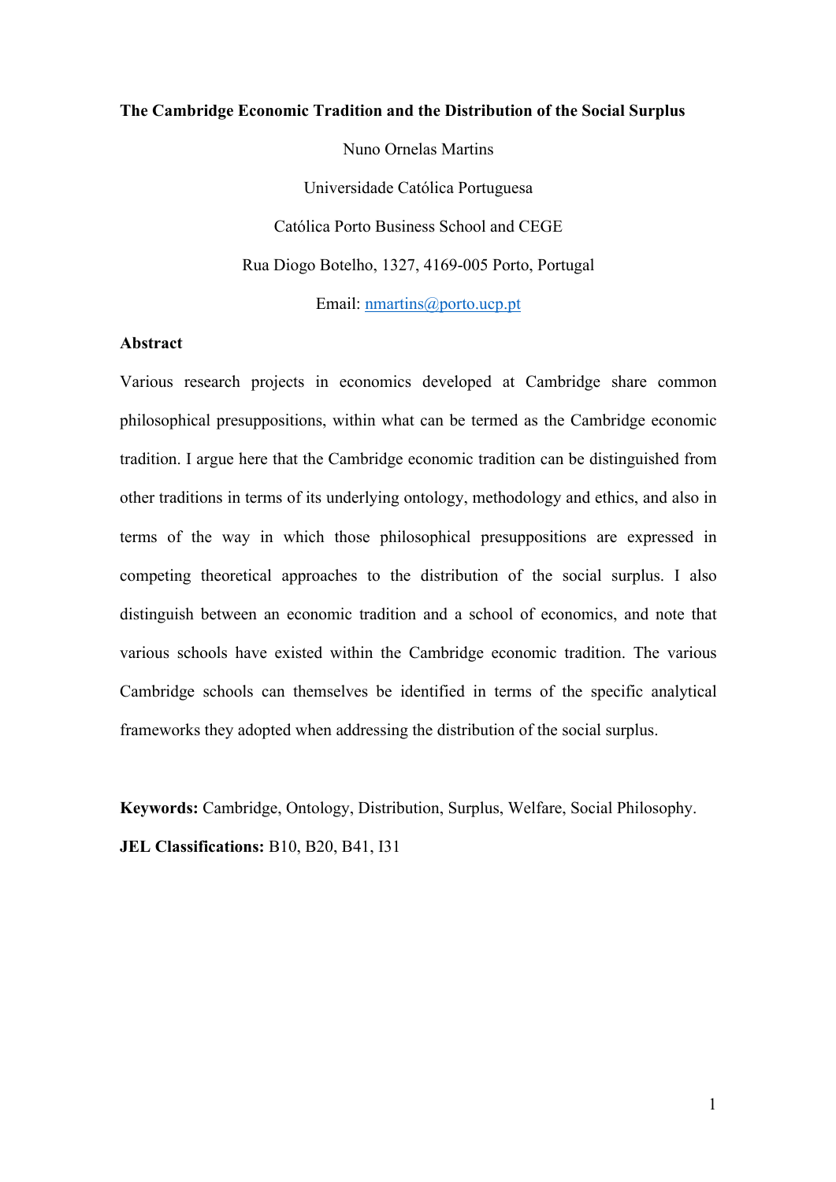# The Cambridge Economic Tradition and the Distribution of the Social Surplus

Nuno Ornelas Martins

Universidade Católica Portuguesa

Católica Porto Business School and CEGE

Rua Diogo Botelho, 1327, 4169-005 Porto, Portugal

Email: nmartins@porto.ucp.pt

## Abstract

Various research projects in economics developed at Cambridge share common philosophical presuppositions, within what can be termed as the Cambridge economic tradition. I argue here that the Cambridge economic tradition can be distinguished from other traditions in terms of its underlying ontology, methodology and ethics, and also in terms of the way in which those philosophical presuppositions are expressed in competing theoretical approaches to the distribution of the social surplus. I also distinguish between an economic tradition and a school of economics, and note that various schools have existed within the Cambridge economic tradition. The various Cambridge schools can themselves be identified in terms of the specific analytical frameworks they adopted when addressing the distribution of the social surplus.

**Keywords:** Cambridge, Ontology, Distribution, Surplus, Welfare, Social Philosophy.

**JEL Classifications:** B10, B20, B41, I31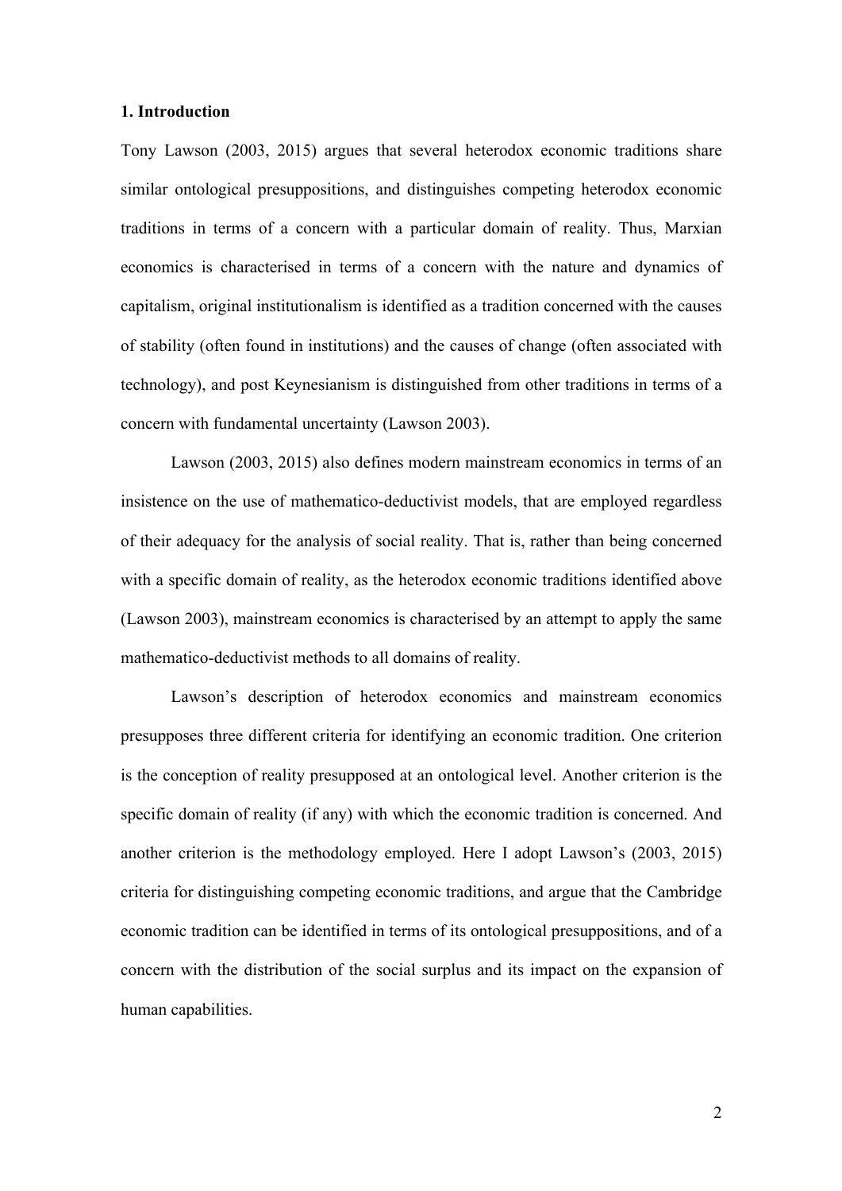## 1. Introduction

Tony Lawson (2003, 2015) argues that several heterodox economic traditions share similar ontological presuppositions, and distinguishes competing heterodox economic traditions in terms of a concern with a particular domain of reality. Thus, Marxian economics is characterised in terms of a concern with the nature and dynamics of capitalism, original institutionalism is identified as a tradition concerned with the causes of stability (often found in institutions) and the causes of change (often associated with technology), and post Keynesianism is distinguished from other traditions in terms of a concern with fundamental uncertainty (Lawson 2003).

Lawson (2003, 2015) also defines modern mainstream economics in terms of an insistence on the use of mathematico-deductivist models, that are employed regardless of their adequacy for the analysis of social reality. That is, rather than being concerned with a specific domain of reality, as the heterodox economic traditions identified above (Lawson 2003), mainstream economics is characterised by an attempt to apply the same mathematico-deductivist methods to all domains of reality.

Lawson's description of heterodox economics and mainstream economics presupposes three different criteria for identifying an economic tradition. One criterion is the conception of reality presupposed at an ontological level. Another criterion is the specific domain of reality (if any) with which the economic tradition is concerned. And another criterion is the methodology employed. Here I adopt Lawson's (2003, 2015) criteria for distinguishing competing economic traditions, and argue that the Cambridge economic tradition can be identified in terms of its ontological presuppositions, and of a concern with the distribution of the social surplus and its impact on the expansion of human capabilities.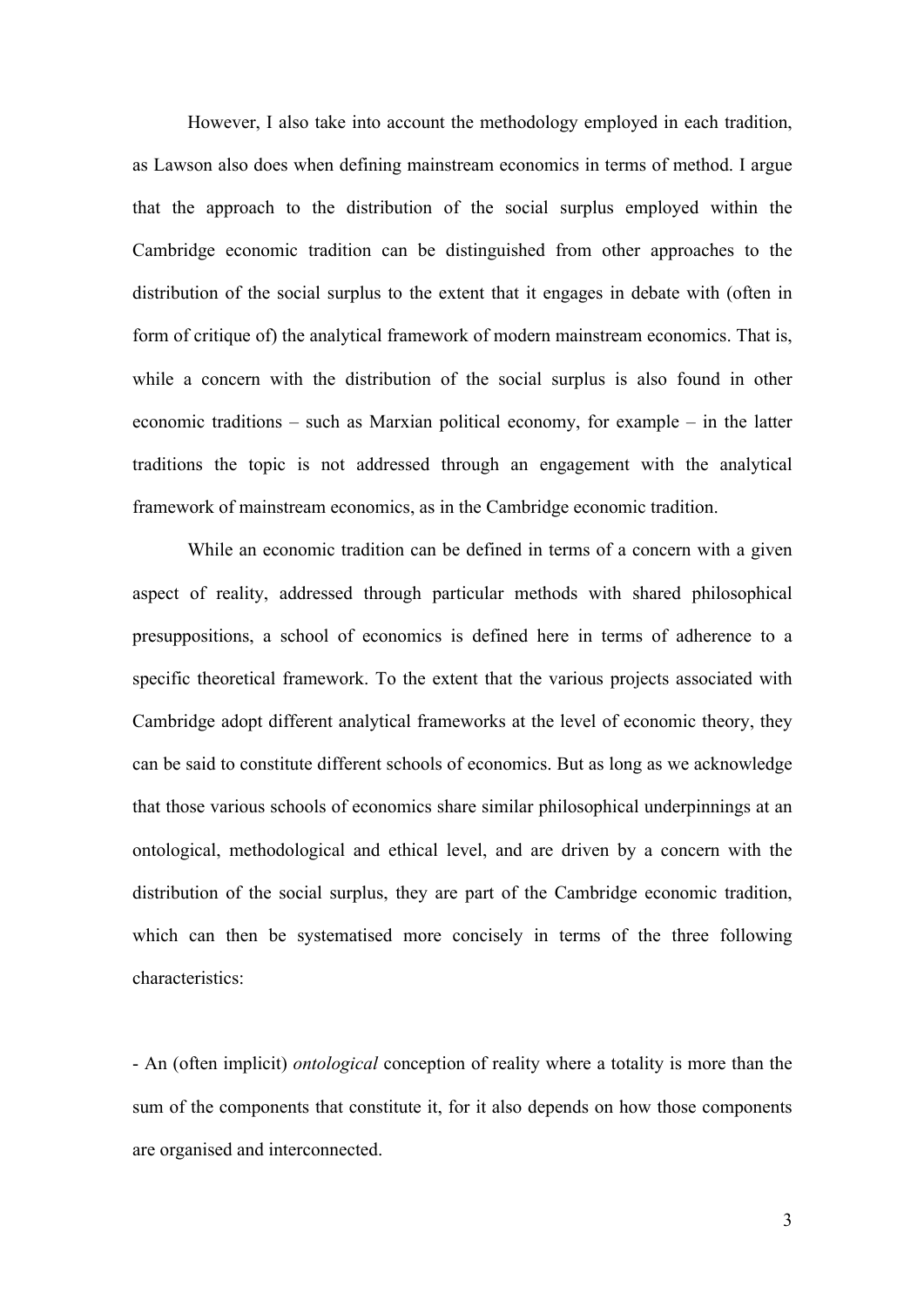However, I also take into account the methodology employed in each tradition, as Lawson also does when defining mainstream economics in terms of method. I argue that the approach to the distribution of the social surplus employed within the Cambridge economic tradition can be distinguished from other approaches to the distribution of the social surplus to the extent that it engages in debate with (often in form of critique of) the analytical framework of modern mainstream economics. That is, while a concern with the distribution of the social surplus is also found in other economic traditions – such as Marxian political economy, for example – in the latter traditions the topic is not addressed through an engagement with the analytical framework of mainstream economics, as in the Cambridge economic tradition.

While an economic tradition can be defined in terms of a concern with a given aspect of reality, addressed through particular methods with shared philosophical presuppositions, a school of economics is defined here in terms of adherence to a specific theoretical framework. To the extent that the various projects associated with Cambridge adopt different analytical frameworks at the level of economic theory, they can be said to constitute different schools of economics. But as long as we acknowledge that those various schools of economics share similar philosophical underpinnings at an ontological, methodological and ethical level, and are driven by a concern with the distribution of the social surplus, they are part of the Cambridge economic tradition, which can then be systematised more concisely in terms of the three following characteristics:

- An (often implicit) *ontological* conception of reality where a totality is more than the sum of the components that constitute it, for it also depends on how those components are organised and interconnected.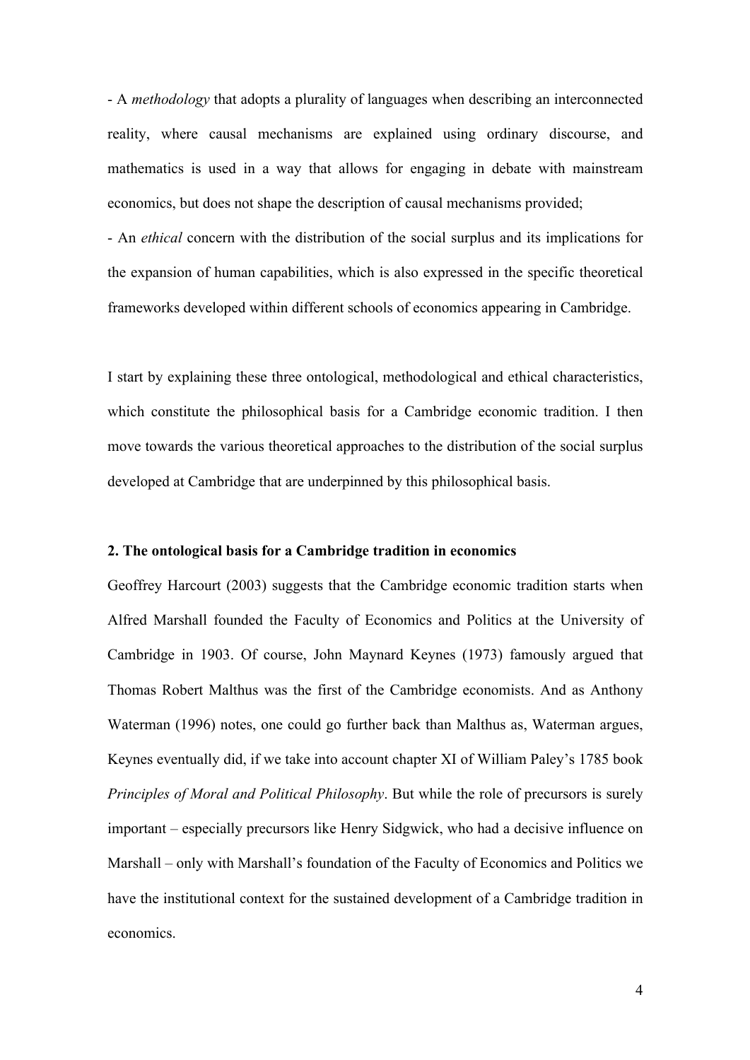- A *methodology* that adopts a plurality of languages when describing an interconnected reality, where causal mechanisms are explained using ordinary discourse, and mathematics is used in a way that allows for engaging in debate with mainstream economics, but does not shape the description of causal mechanisms provided;
- An *ethical* concern with the distribution of the social surplus and its implications for the expansion of human capabilities, which is also expressed in the specific theoretical frameworks developed within different schools of economics appearing in Cambridge.

I start by explaining these three ontological, methodological and ethical characteristics, which constitute the philosophical basis for a Cambridge economic tradition. I then move towards the various theoretical approaches to the distribution of the social surplus developed at Cambridge that are underpinned by this philosophical basis.

## 2. The ontological basis for a Cambridge tradition in economics

Geoffrey Harcourt (2003) suggests that the Cambridge economic tradition starts when Alfred Marshall founded the Faculty of Economics and Politics at the University of Cambridge in 1903. Of course, John Maynard Keynes (1973) famously argued that Thomas Robert Malthus was the first of the Cambridge economists. And as Anthony Waterman (1996) notes, one could go further back than Malthus as, Waterman argues, Keynes eventually did, if we take into account chapter XI of William Paley's 1785 book *Principles of Moral and Political Philosophy*. But while the role of precursors is surely important – especially precursors like Henry Sidgwick, who had a decisive influence on Marshall – only with Marshall's foundation of the Faculty of Economics and Politics we have the institutional context for the sustained development of a Cambridge tradition in economics.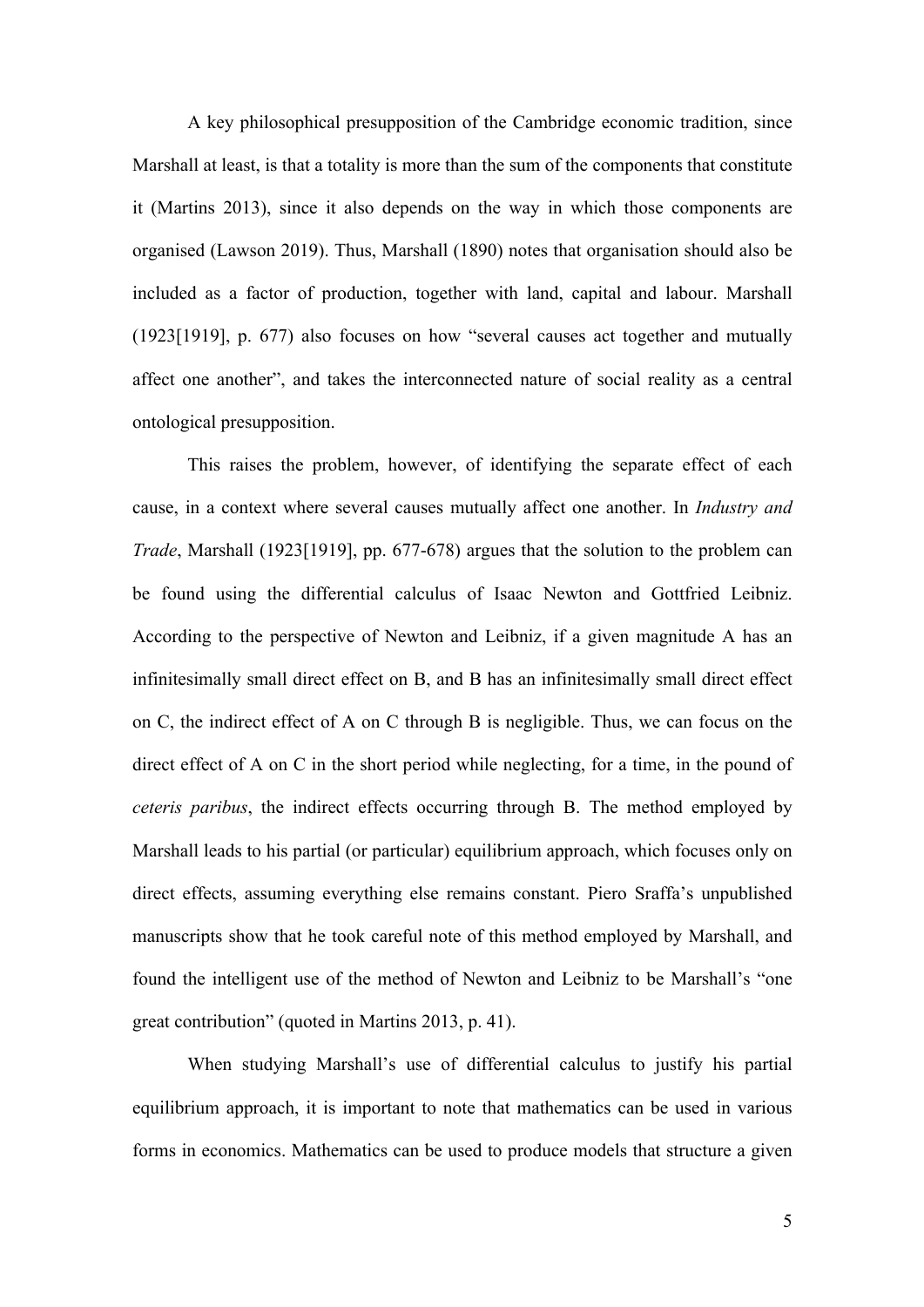A key philosophical presupposition of the Cambridge economic tradition, since Marshall at least, is that a totality is more than the sum of the components that constitute it (Martins 2013), since it also depends on the way in which those components are organised (Lawson 2019). Thus, Marshall (1890) notes that organisation should also be included as a factor of production, together with land, capital and labour. Marshall (1923[1919], p. 677) also focuses on how "several causes act together and mutually affect one another", and takes the interconnected nature of social reality as a central ontological presupposition.

This raises the problem, however, of identifying the separate effect of each cause, in a context where several causes mutually affect one another. In *Industry and Trade*, Marshall (1923[1919], pp. 677-678) argues that the solution to the problem can be found using the differential calculus of Isaac Newton and Gottfried Leibniz. According to the perspective of Newton and Leibniz, if a given magnitude A has an infinitesimally small direct effect on B, and B has an infinitesimally small direct effect on C, the indirect effect of A on C through B is negligible. Thus, we can focus on the direct effect of A on C in the short period while neglecting, for a time, in the pound of *ceteris paribus*, the indirect effects occurring through B. The method employed by Marshall leads to his partial (or particular) equilibrium approach, which focuses only on direct effects, assuming everything else remains constant. Piero Sraffa's unpublished manuscripts show that he took careful note of this method employed by Marshall, and found the intelligent use of the method of Newton and Leibniz to be Marshall's "one great contribution" (quoted in Martins 2013, p. 41).

When studying Marshall's use of differential calculus to justify his partial equilibrium approach, it is important to note that mathematics can be used in various forms in economics. Mathematics can be used to produce models that structure a given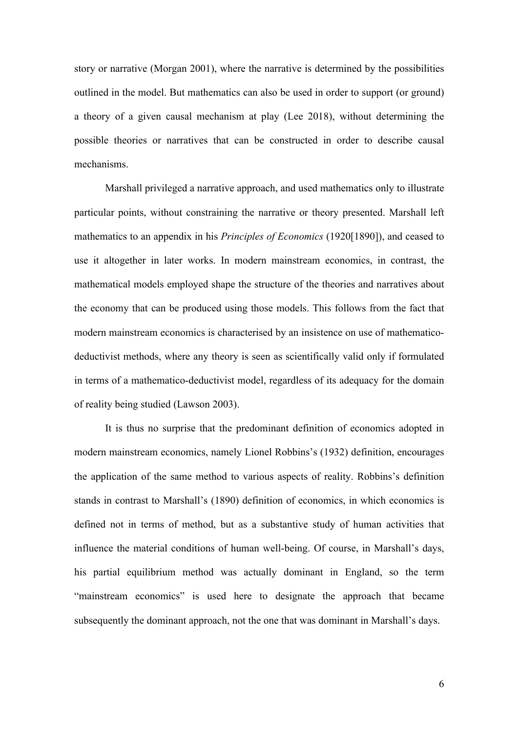story or narrative (Morgan 2001), where the narrative is determined by the possibilities outlined in the model. But mathematics can also be used in order to support (or ground) a theory of a given causal mechanism at play (Lee 2018), without determining the possible theories or narratives that can be constructed in order to describe causal mechanisms.

Marshall privileged a narrative approach, and used mathematics only to illustrate particular points, without constraining the narrative or theory presented. Marshall left mathematics to an appendix in his *Principles of Economics* (1920[1890]), and ceased to use it altogether in later works. In modern mainstream economics, in contrast, the mathematical models employed shape the structure of the theories and narratives about the economy that can be produced using those models. This follows from the fact that modern mainstream economics is characterised by an insistence on use of mathematico-deductivist methods, where any theory is seen as scientifically valid only if formulated in terms of a mathematico-deductivist model, regardless of its adequacy for the domain of reality being studied (Lawson 2003).

It is thus no surprise that the predominant definition of economics adopted in modern mainstream economics, namely Lionel Robbins's (1932) definition, encourages the application of the same method to various aspects of reality. Robbins's definition stands in contrast to Marshall's (1890) definition of economics, in which economics is defined not in terms of method, but as a substantive study of human activities that influence the material conditions of human well-being. Of course, in Marshall's days, his partial equilibrium method was actually dominant in England, so the term "mainstream economics" is used here to designate the approach that became subsequently the dominant approach, not the one that was dominant in Marshall's days.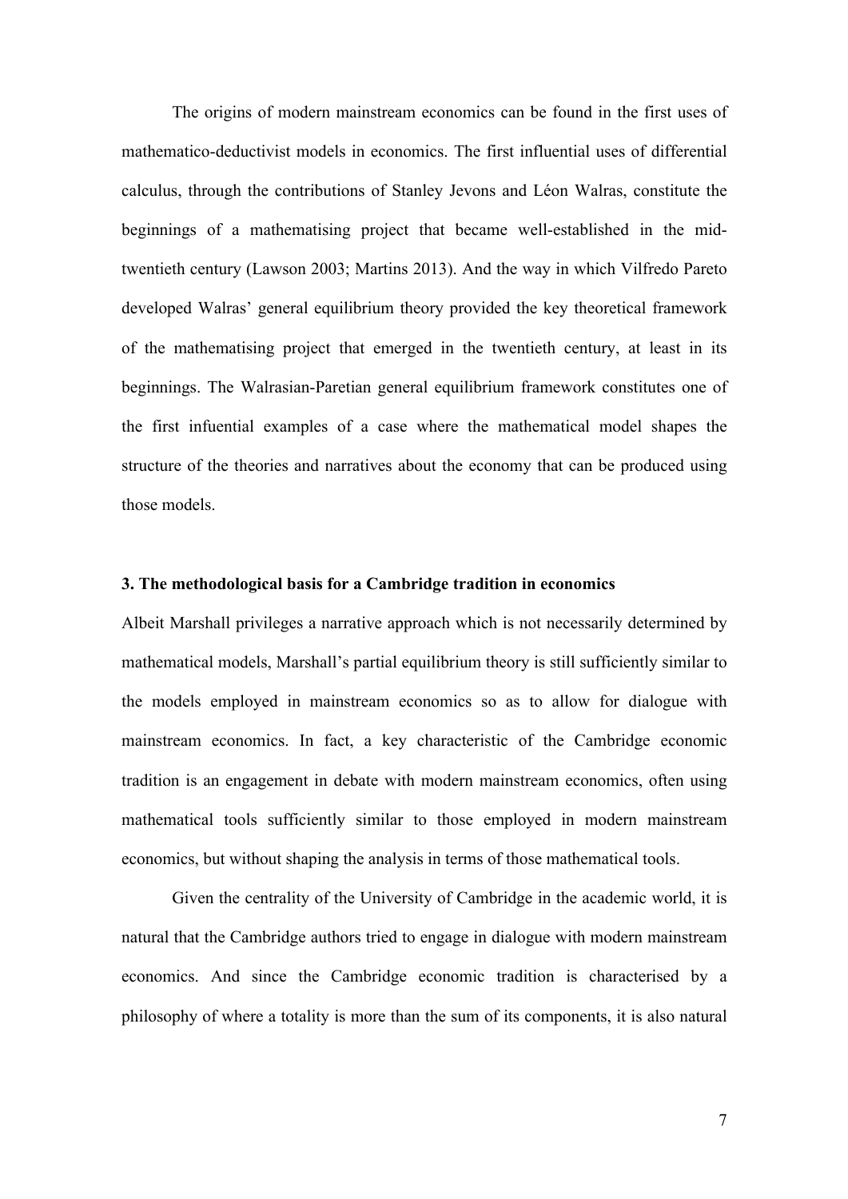The origins of modern mainstream economics can be found in the first uses of mathematico-deductivist models in economics. The first influential uses of differential calculus, through the contributions of Stanley Jevons and Léon Walras, constitute the beginnings of a mathematising project that became well-established in the mid-twentieth century (Lawson 2003; Martins 2013). And the way in which Vilfredo Pareto developed Walras' general equilibrium theory provided the key theoretical framework of the mathematising project that emerged in the twentieth century, at least in its beginnings. The Walrasian-Paretian general equilibrium framework constitutes one of the first infuential examples of a case where the mathematical model shapes the structure of the theories and narratives about the economy that can be produced using those models.

### 3. The methodological basis for a Cambridge tradition in economics

Albeit Marshall privileges a narrative approach which is not necessarily determined by mathematical models, Marshall's partial equilibrium theory is still sufficiently similar to the models employed in mainstream economics so as to allow for dialogue with mainstream economics. In fact, a key characteristic of the Cambridge economic tradition is an engagement in debate with modern mainstream economics, often using mathematical tools sufficiently similar to those employed in modern mainstream economics, but without shaping the analysis in terms of those mathematical tools.

Given the centrality of the University of Cambridge in the academic world, it is natural that the Cambridge authors tried to engage in dialogue with modern mainstream economics. And since the Cambridge economic tradition is characterised by a philosophy of where a totality is more than the sum of its components, it is also natural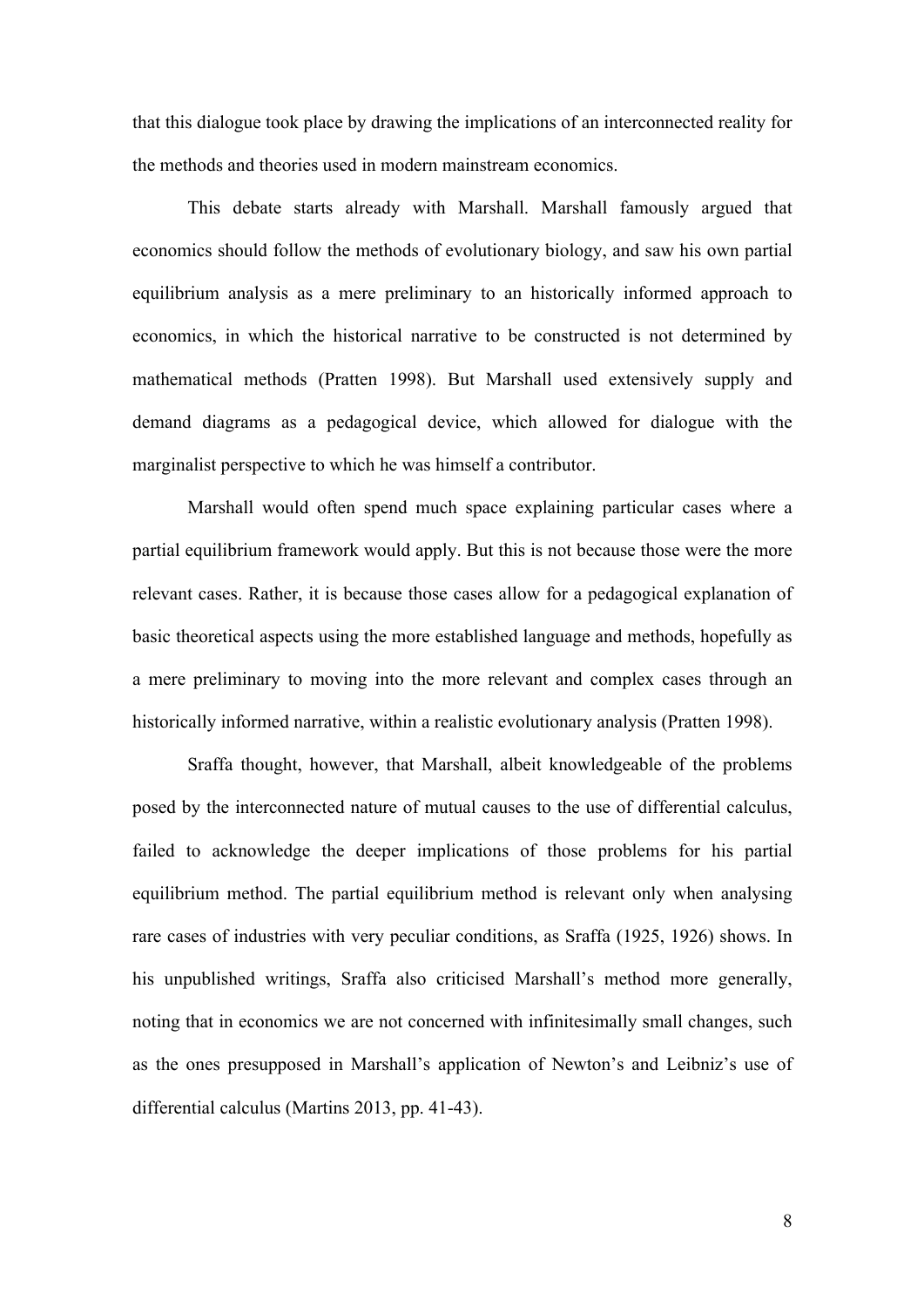that this dialogue took place by drawing the implications of an interconnected reality for the methods and theories used in modern mainstream economics.

This debate starts already with Marshall. Marshall famously argued that economics should follow the methods of evolutionary biology, and saw his own partial equilibrium analysis as a mere preliminary to an historically informed approach to economics, in which the historical narrative to be constructed is not determined by mathematical methods (Pratten 1998). But Marshall used extensively supply and demand diagrams as a pedagogical device, which allowed for dialogue with the marginalist perspective to which he was himself a contributor.

Marshall would often spend much space explaining particular cases where a partial equilibrium framework would apply. But this is not because those were the more relevant cases. Rather, it is because those cases allow for a pedagogical explanation of basic theoretical aspects using the more established language and methods, hopefully as a mere preliminary to moving into the more relevant and complex cases through an historically informed narrative, within a realistic evolutionary analysis (Pratten 1998).

Sraffa thought, however, that Marshall, albeit knowledgeable of the problems posed by the interconnected nature of mutual causes to the use of differential calculus, failed to acknowledge the deeper implications of those problems for his partial equilibrium method. The partial equilibrium method is relevant only when analysing rare cases of industries with very peculiar conditions, as Sraffa (1925, 1926) shows. In his unpublished writings, Sraffa also criticised Marshall's method more generally, noting that in economics we are not concerned with infinitesimally small changes, such as the ones presupposed in Marshall's application of Newton's and Leibniz's use of differential calculus (Martins 2013, pp. 41-43).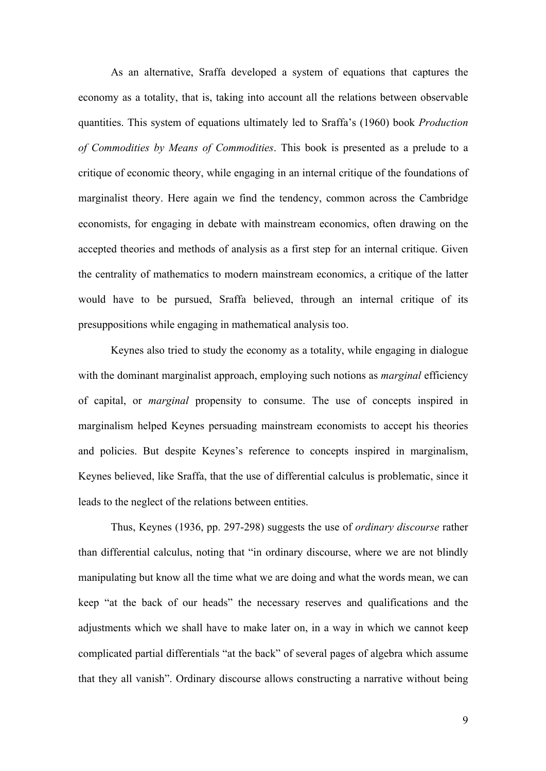As an alternative, Sraffa developed a system of equations that captures the economy as a totality, that is, taking into account all the relations between observable quantities. This system of equations ultimately led to Sraffa's (1960) book *Production of Commodities by Means of Commodities*. This book is presented as a prelude to a critique of economic theory, while engaging in an internal critique of the foundations of marginalist theory. Here again we find the tendency, common across the Cambridge economists, for engaging in debate with mainstream economics, often drawing on the accepted theories and methods of analysis as a first step for an internal critique. Given the centrality of mathematics to modern mainstream economics, a critique of the latter would have to be pursued, Sraffa believed, through an internal critique of its presuppositions while engaging in mathematical analysis too.

Keynes also tried to study the economy as a totality, while engaging in dialogue with the dominant marginalist approach, employing such notions as *marginal* efficiency of capital, or *marginal* propensity to consume. The use of concepts inspired in marginalism helped Keynes persuading mainstream economists to accept his theories and policies. But despite Keynes's reference to concepts inspired in marginalism, Keynes believed, like Sraffa, that the use of differential calculus is problematic, since it leads to the neglect of the relations between entities.

Thus, Keynes (1936, pp. 297-298) suggests the use of *ordinary discourse* rather than differential calculus, noting that "in ordinary discourse, where we are not blindly manipulating but know all the time what we are doing and what the words mean, we can keep "at the back of our heads" the necessary reserves and qualifications and the adjustments which we shall have to make later on, in a way in which we cannot keep complicated partial differentials "at the back" of several pages of algebra which assume that they all vanish". Ordinary discourse allows constructing a narrative without being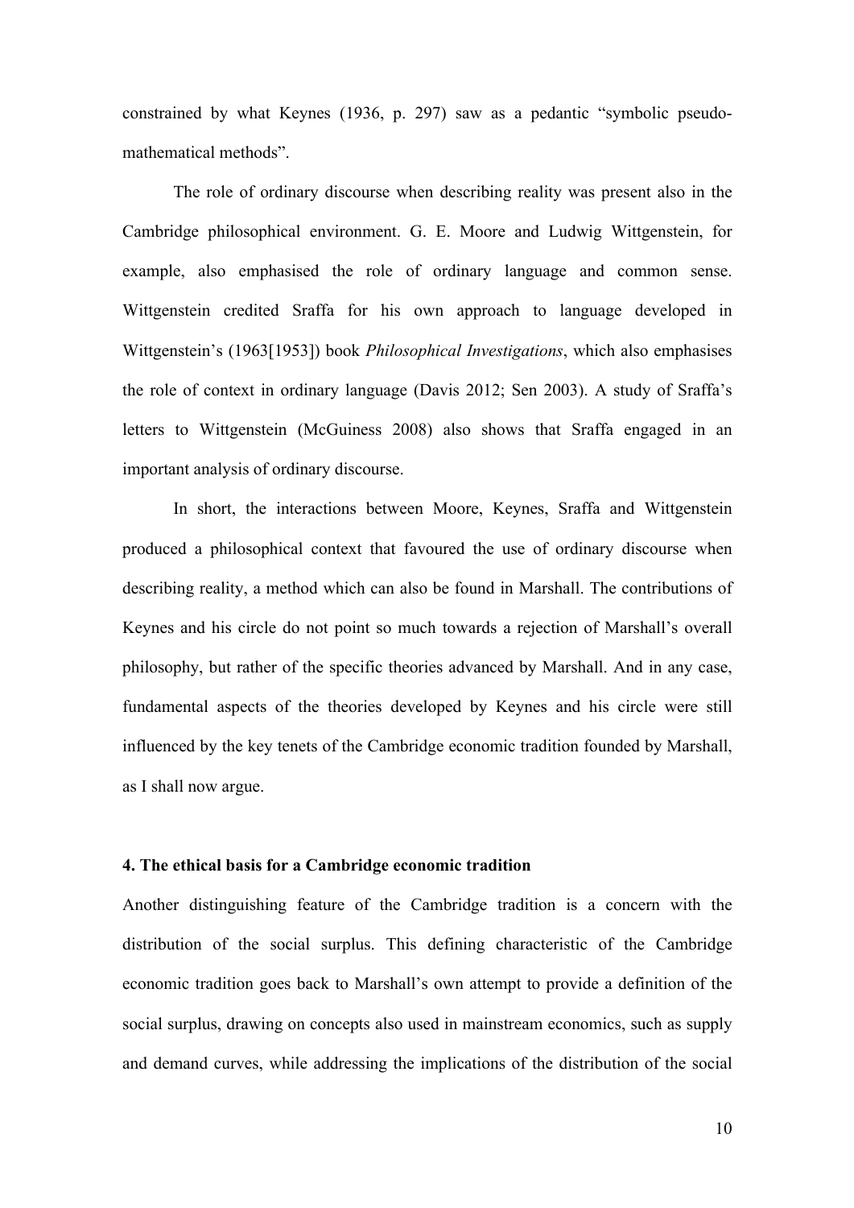constrained by what Keynes (1936, p. 297) saw as a pedantic "symbolic pseudo-mathematical methods".

The role of ordinary discourse when describing reality was present also in the Cambridge philosophical environment. G. E. Moore and Ludwig Wittgenstein, for example, also emphasised the role of ordinary language and common sense. Wittgenstein credited Sraffa for his own approach to language developed in Wittgenstein's (1963[1953]) book *Philosophical Investigations*, which also emphasises the role of context in ordinary language (Davis 2012; Sen 2003). A study of Sraffa's letters to Wittgenstein (McGuiness 2008) also shows that Sraffa engaged in an important analysis of ordinary discourse.

In short, the interactions between Moore, Keynes, Sraffa and Wittgenstein produced a philosophical context that favoured the use of ordinary discourse when describing reality, a method which can also be found in Marshall. The contributions of Keynes and his circle do not point so much towards a rejection of Marshall's overall philosophy, but rather of the specific theories advanced by Marshall. And in any case, fundamental aspects of the theories developed by Keynes and his circle were still influenced by the key tenets of the Cambridge economic tradition founded by Marshall, as I shall now argue.

#### 4. The ethical basis for a Cambridge economic tradition

Another distinguishing feature of the Cambridge tradition is a concern with the distribution of the social surplus. This defining characteristic of the Cambridge economic tradition goes back to Marshall's own attempt to provide a definition of the social surplus, drawing on concepts also used in mainstream economics, such as supply and demand curves, while addressing the implications of the distribution of the social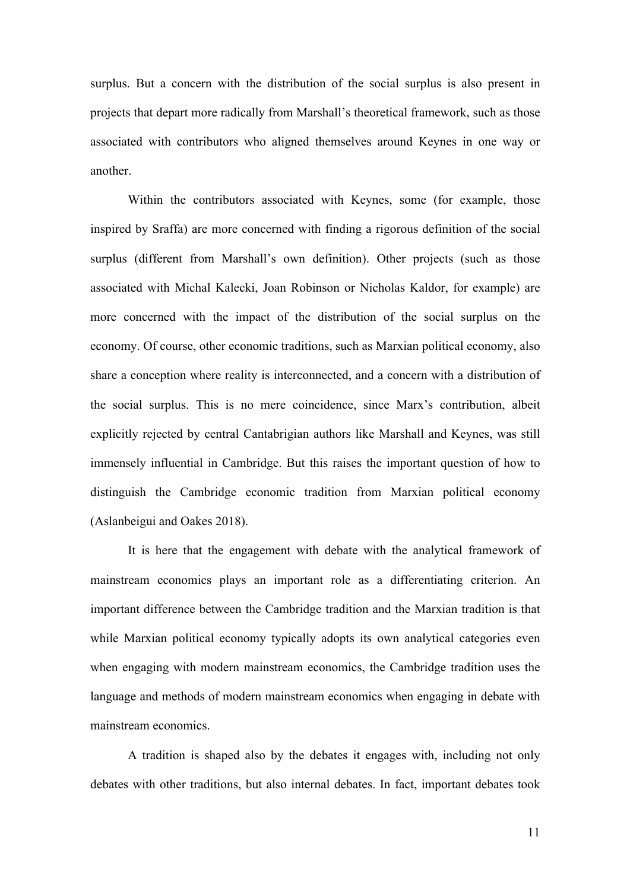surplus. But a concern with the distribution of the social surplus is also present in projects that depart more radically from Marshall's theoretical framework, such as those associated with contributors who aligned themselves around Keynes in one way or another.

Within the contributors associated with Keynes, some (for example, those inspired by Sraffa) are more concerned with finding a rigorous definition of the social surplus (different from Marshall's own definition). Other projects (such as those associated with Michal Kalecki, Joan Robinson or Nicholas Kaldor, for example) are more concerned with the impact of the distribution of the social surplus on the economy. Of course, other economic traditions, such as Marxian political economy, also share a conception where reality is interconnected, and a concern with a distribution of the social surplus. This is no mere coincidence, since Marx's contribution, albeit explicitly rejected by central Cantabrigian authors like Marshall and Keynes, was still immensely influential in Cambridge. But this raises the important question of how to distinguish the Cambridge economic tradition from Marxian political economy (Aslanbeigui and Oakes 2018).

It is here that the engagement with debate with the analytical framework of mainstream economics plays an important role as a differentiating criterion. An important difference between the Cambridge tradition and the Marxian tradition is that while Marxian political economy typically adopts its own analytical categories even when engaging with modern mainstream economics, the Cambridge tradition uses the language and methods of modern mainstream economics when engaging in debate with mainstream economics.

A tradition is shaped also by the debates it engages with, including not only debates with other traditions, but also internal debates. In fact, important debates took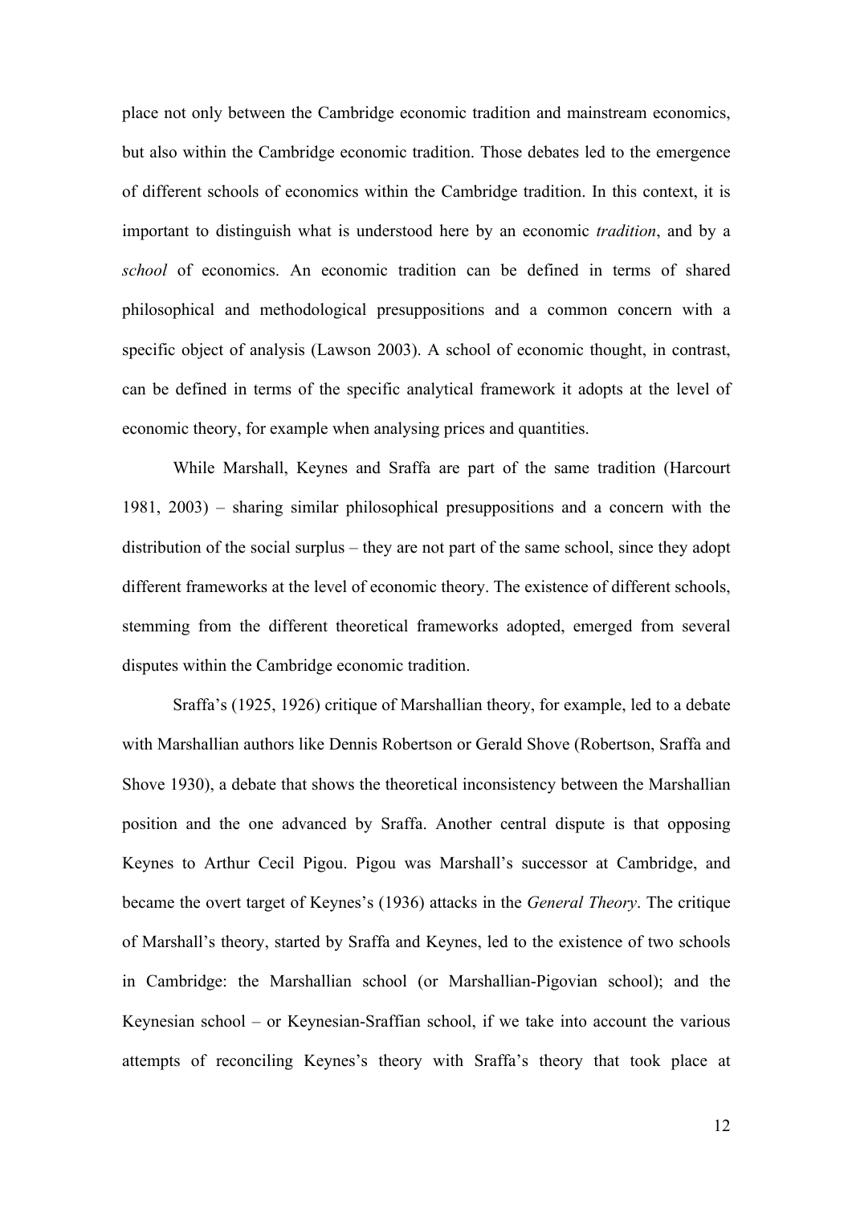place not only between the Cambridge economic tradition and mainstream economics, but also within the Cambridge economic tradition. Those debates led to the emergence of different schools of economics within the Cambridge tradition. In this context, it is important to distinguish what is understood here by an economic *tradition*, and by a *school* of economics. An economic tradition can be defined in terms of shared philosophical and methodological presuppositions and a common concern with a specific object of analysis (Lawson 2003). A school of economic thought, in contrast, can be defined in terms of the specific analytical framework it adopts at the level of economic theory, for example when analysing prices and quantities.

While Marshall, Keynes and Sraffa are part of the same tradition (Harcourt 1981, 2003) – sharing similar philosophical presuppositions and a concern with the distribution of the social surplus – they are not part of the same school, since they adopt different frameworks at the level of economic theory. The existence of different schools, stemming from the different theoretical frameworks adopted, emerged from several disputes within the Cambridge economic tradition.

Sraffa's (1925, 1926) critique of Marshallian theory, for example, led to a debate with Marshallian authors like Dennis Robertson or Gerald Shove (Robertson, Sraffa and Shove 1930), a debate that shows the theoretical inconsistency between the Marshallian position and the one advanced by Sraffa. Another central dispute is that opposing Keynes to Arthur Cecil Pigou. Pigou was Marshall's successor at Cambridge, and became the overt target of Keynes's (1936) attacks in the *General Theory*. The critique of Marshall's theory, started by Sraffa and Keynes, led to the existence of two schools in Cambridge: the Marshallian school (or Marshallian-Pigovian school); and the Keynesian school – or Keynesian-Sraffian school, if we take into account the various attempts of reconciling Keynes's theory with Sraffa's theory that took place at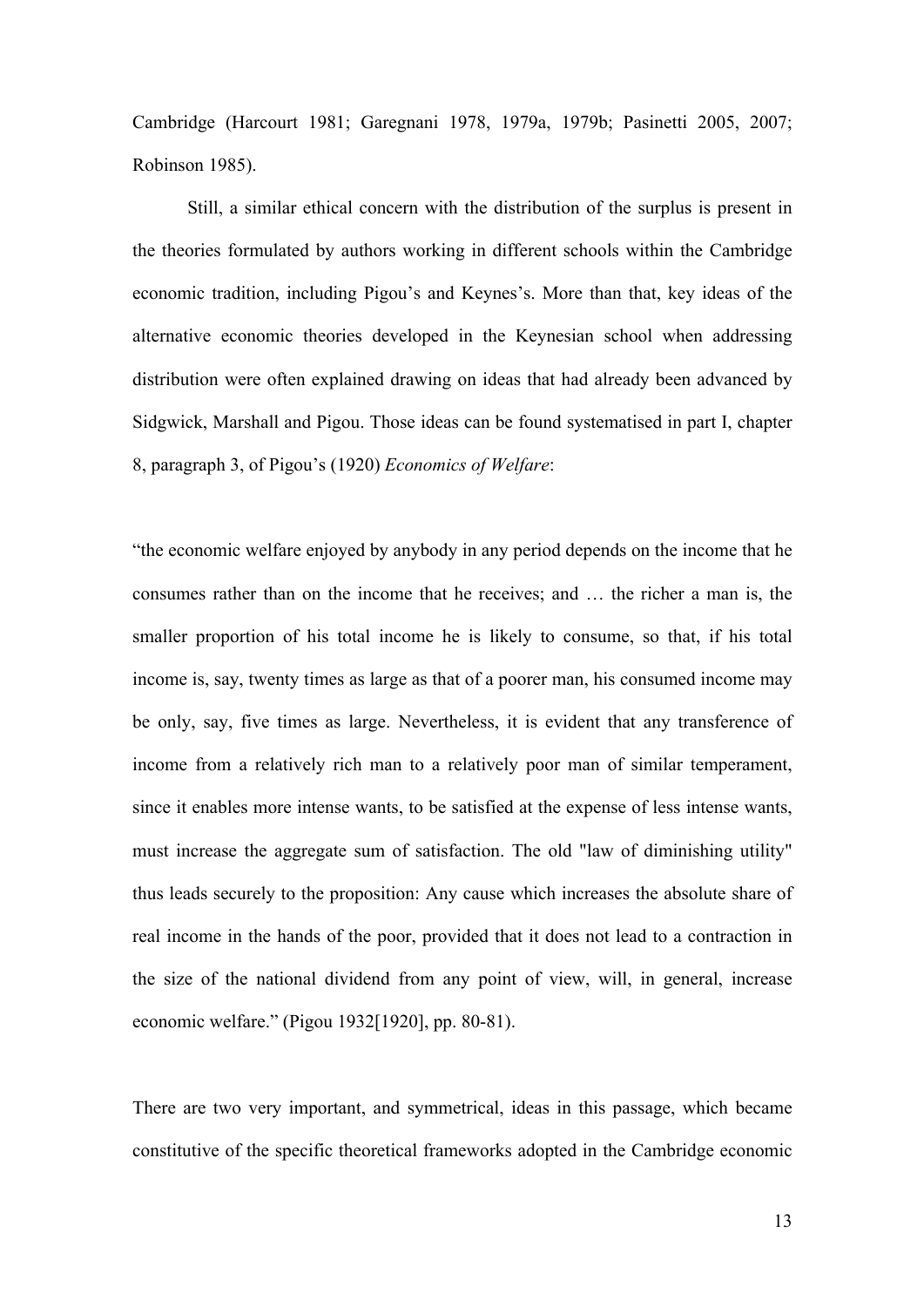Cambridge (Harcourt 1981; Garegnani 1978, 1979a, 1979b; Pasinetti 2005, 2007; Robinson 1985).

Still, a similar ethical concern with the distribution of the surplus is present in the theories formulated by authors working in different schools within the Cambridge economic tradition, including Pigou's and Keynes's. More than that, key ideas of the alternative economic theories developed in the Keynesian school when addressing distribution were often explained drawing on ideas that had already been advanced by Sidgwick, Marshall and Pigou. Those ideas can be found systematised in part I, chapter 8, paragraph 3, of Pigou's (1920) *Economics of Welfare*:

"the economic welfare enjoyed by anybody in any period depends on the income that he consumes rather than on the income that he receives; and … the richer a man is, the smaller proportion of his total income he is likely to consume, so that, if his total income is, say, twenty times as large as that of a poorer man, his consumed income may be only, say, five times as large. Nevertheless, it is evident that any transference of income from a relatively rich man to a relatively poor man of similar temperament, since it enables more intense wants, to be satisfied at the expense of less intense wants, must increase the aggregate sum of satisfaction. The old "law of diminishing utility" thus leads securely to the proposition: Any cause which increases the absolute share of real income in the hands of the poor, provided that it does not lead to a contraction in the size of the national dividend from any point of view, will, in general, increase economic welfare." (Pigou 1932[1920], pp. 80-81).

There are two very important, and symmetrical, ideas in this passage, which became constitutive of the specific theoretical frameworks adopted in the Cambridge economic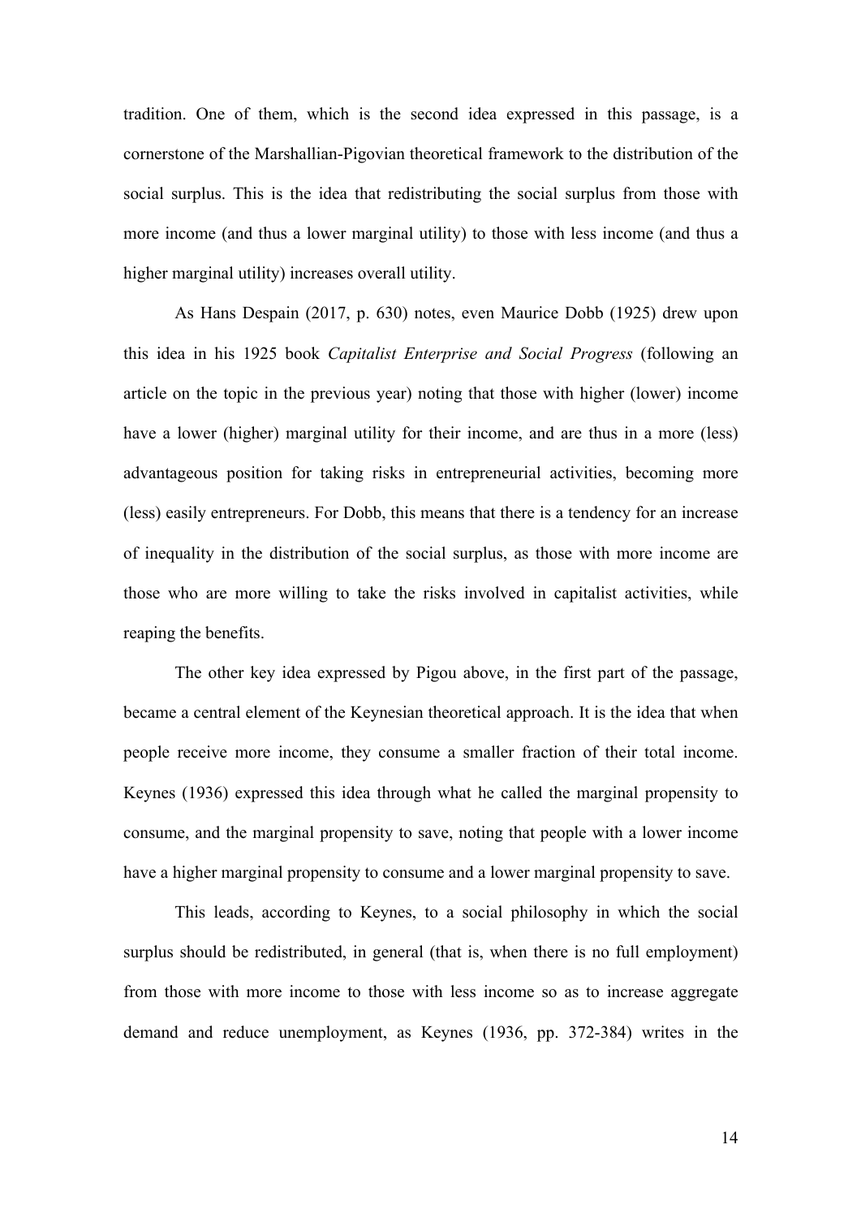tradition. One of them, which is the second idea expressed in this passage, is a cornerstone of the Marshallian-Pigovian theoretical framework to the distribution of the social surplus. This is the idea that redistributing the social surplus from those with more income (and thus a lower marginal utility) to those with less income (and thus a higher marginal utility) increases overall utility.

As Hans Despain (2017, p. 630) notes, even Maurice Dobb (1925) drew upon this idea in his 1925 book *Capitalist Enterprise and Social Progress* (following an article on the topic in the previous year) noting that those with higher (lower) income have a lower (higher) marginal utility for their income, and are thus in a more (less) advantageous position for taking risks in entrepreneurial activities, becoming more (less) easily entrepreneurs. For Dobb, this means that there is a tendency for an increase of inequality in the distribution of the social surplus, as those with more income are those who are more willing to take the risks involved in capitalist activities, while reaping the benefits.

The other key idea expressed by Pigou above, in the first part of the passage, became a central element of the Keynesian theoretical approach. It is the idea that when people receive more income, they consume a smaller fraction of their total income. Keynes (1936) expressed this idea through what he called the marginal propensity to consume, and the marginal propensity to save, noting that people with a lower income have a higher marginal propensity to consume and a lower marginal propensity to save.

This leads, according to Keynes, to a social philosophy in which the social surplus should be redistributed, in general (that is, when there is no full employment) from those with more income to those with less income so as to increase aggregate demand and reduce unemployment, as Keynes (1936, pp. 372-384) writes in the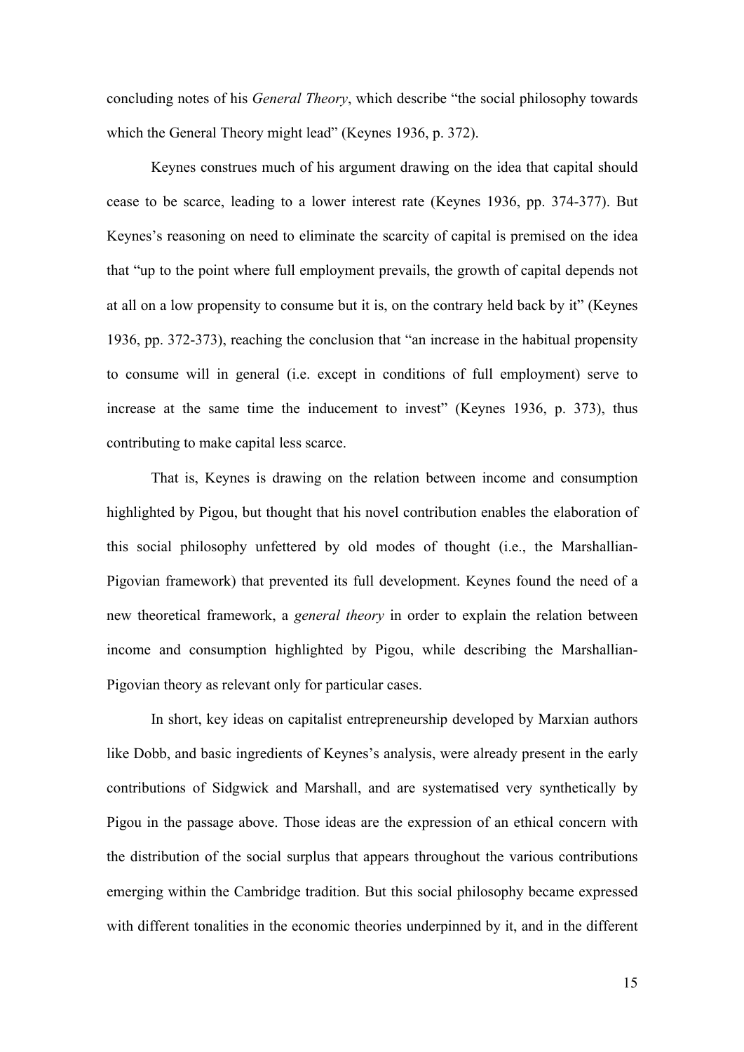concluding notes of his *General Theory*, which describe "the social philosophy towards which the General Theory might lead" (Keynes 1936, p. 372).

Keynes construes much of his argument drawing on the idea that capital should cease to be scarce, leading to a lower interest rate (Keynes 1936, pp. 374-377). But Keynes's reasoning on need to eliminate the scarcity of capital is premised on the idea that "up to the point where full employment prevails, the growth of capital depends not at all on a low propensity to consume but it is, on the contrary held back by it" (Keynes 1936, pp. 372-373), reaching the conclusion that "an increase in the habitual propensity to consume will in general (i.e. except in conditions of full employment) serve to increase at the same time the inducement to invest" (Keynes 1936, p. 373), thus contributing to make capital less scarce.

That is, Keynes is drawing on the relation between income and consumption highlighted by Pigou, but thought that his novel contribution enables the elaboration of this social philosophy unfettered by old modes of thought (i.e., the Marshallian-Pigovian framework) that prevented its full development. Keynes found the need of a new theoretical framework, a *general theory* in order to explain the relation between income and consumption highlighted by Pigou, while describing the Marshallian-Pigovian theory as relevant only for particular cases.

In short, key ideas on capitalist entrepreneurship developed by Marxian authors like Dobb, and basic ingredients of Keynes's analysis, were already present in the early contributions of Sidgwick and Marshall, and are systematised very synthetically by Pigou in the passage above. Those ideas are the expression of an ethical concern with the distribution of the social surplus that appears throughout the various contributions emerging within the Cambridge tradition. But this social philosophy became expressed with different tonalities in the economic theories underpinned by it, and in the different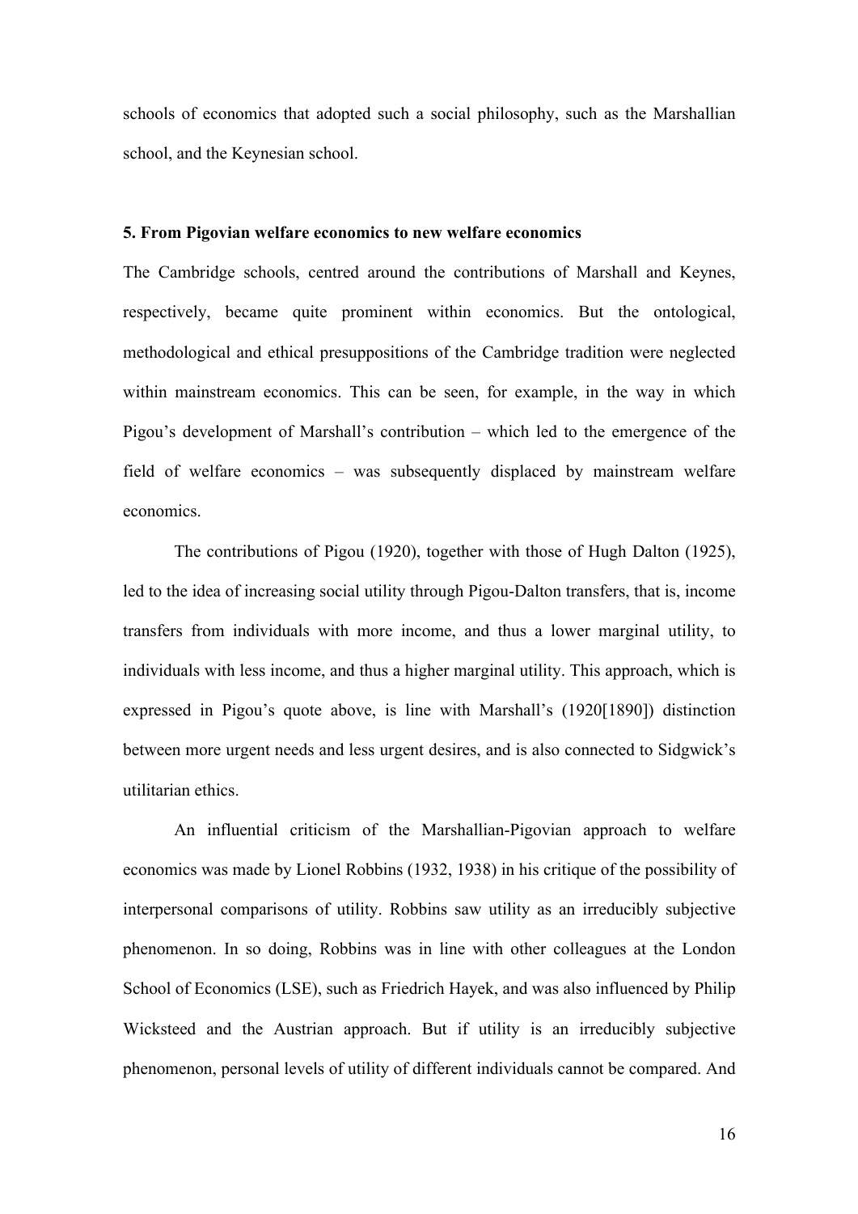schools of economics that adopted such a social philosophy, such as the Marshallian school, and the Keynesian school.

### 5. From Pigovian welfare economics to new welfare economics

The Cambridge schools, centred around the contributions of Marshall and Keynes, respectively, became quite prominent within economics. But the ontological, methodological and ethical presuppositions of the Cambridge tradition were neglected within mainstream economics. This can be seen, for example, in the way in which Pigou's development of Marshall's contribution – which led to the emergence of the field of welfare economics – was subsequently displaced by mainstream welfare economics.

The contributions of Pigou (1920), together with those of Hugh Dalton (1925), led to the idea of increasing social utility through Pigou-Dalton transfers, that is, income transfers from individuals with more income, and thus a lower marginal utility, to individuals with less income, and thus a higher marginal utility. This approach, which is expressed in Pigou's quote above, is line with Marshall's (1920[1890]) distinction between more urgent needs and less urgent desires, and is also connected to Sidgwick's utilitarian ethics.

An influential criticism of the Marshallian-Pigovian approach to welfare economics was made by Lionel Robbins (1932, 1938) in his critique of the possibility of interpersonal comparisons of utility. Robbins saw utility as an irreducibly subjective phenomenon. In so doing, Robbins was in line with other colleagues at the London School of Economics (LSE), such as Friedrich Hayek, and was also influenced by Philip Wicksteed and the Austrian approach. But if utility is an irreducibly subjective phenomenon, personal levels of utility of different individuals cannot be compared. And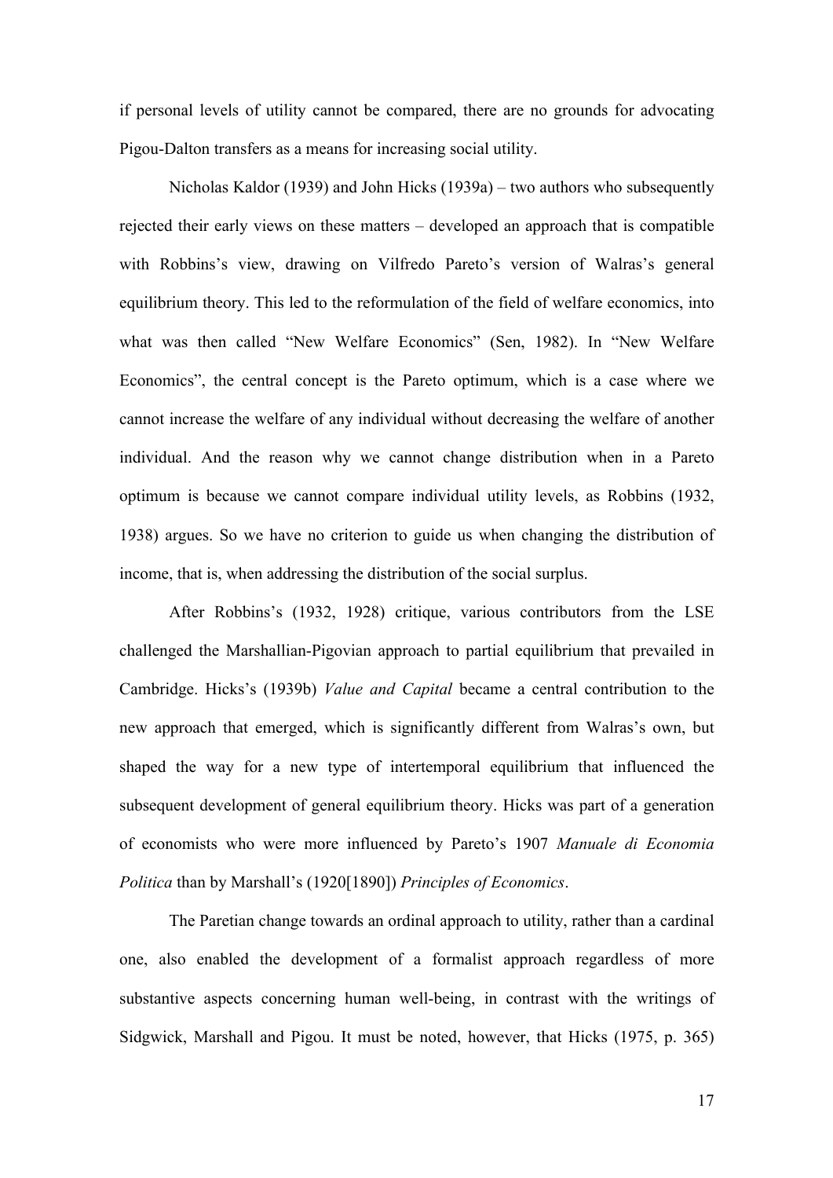if personal levels of utility cannot be compared, there are no grounds for advocating Pigou-Dalton transfers as a means for increasing social utility.

Nicholas Kaldor (1939) and John Hicks (1939a) – two authors who subsequently rejected their early views on these matters – developed an approach that is compatible with Robbins's view, drawing on Vilfredo Pareto's version of Walras's general equilibrium theory. This led to the reformulation of the field of welfare economics, into what was then called "New Welfare Economics" (Sen, 1982). In "New Welfare Economics", the central concept is the Pareto optimum, which is a case where we cannot increase the welfare of any individual without decreasing the welfare of another individual. And the reason why we cannot change distribution when in a Pareto optimum is because we cannot compare individual utility levels, as Robbins (1932, 1938) argues. So we have no criterion to guide us when changing the distribution of income, that is, when addressing the distribution of the social surplus.

After Robbins's (1932, 1928) critique, various contributors from the LSE challenged the Marshallian-Pigovian approach to partial equilibrium that prevailed in Cambridge. Hicks's (1939b) *Value and Capital* became a central contribution to the new approach that emerged, which is significantly different from Walras's own, but shaped the way for a new type of intertemporal equilibrium that influenced the subsequent development of general equilibrium theory. Hicks was part of a generation of economists who were more influenced by Pareto's 1907 *Manuale di Economia Politica* than by Marshall's (1920[1890]) *Principles of Economics*.

The Paretian change towards an ordinal approach to utility, rather than a cardinal one, also enabled the development of a formalist approach regardless of more substantive aspects concerning human well-being, in contrast with the writings of Sidgwick, Marshall and Pigou. It must be noted, however, that Hicks (1975, p. 365)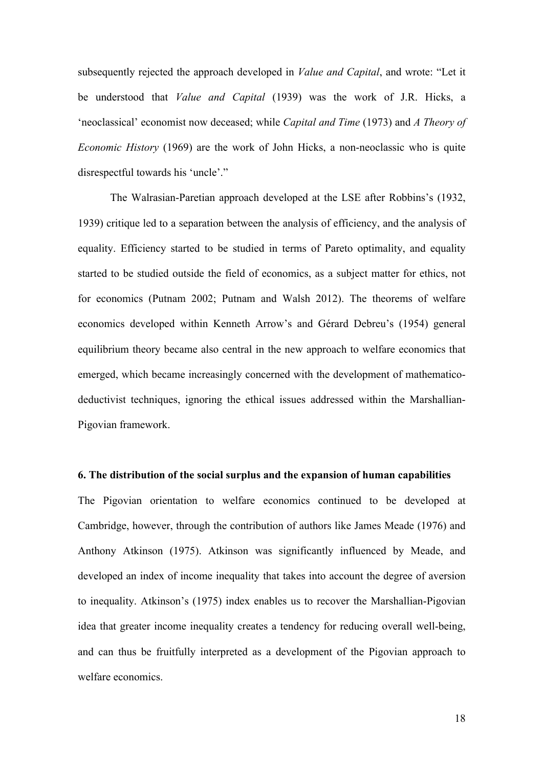subsequently rejected the approach developed in *Value and Capital*, and wrote: "Let it be understood that *Value and Capital* (1939) was the work of J.R. Hicks, a 'neoclassical' economist now deceased; while *Capital and Time* (1973) and *A Theory of Economic History* (1969) are the work of John Hicks, a non-neoclassic who is quite disrespectful towards his 'uncle'."

The Walrasian-Paretian approach developed at the LSE after Robbins's (1932, 1939) critique led to a separation between the analysis of efficiency, and the analysis of equality. Efficiency started to be studied in terms of Pareto optimality, and equality started to be studied outside the field of economics, as a subject matter for ethics, not for economics (Putnam 2002; Putnam and Walsh 2012). The theorems of welfare economics developed within Kenneth Arrow's and Gérard Debreu's (1954) general equilibrium theory became also central in the new approach to welfare economics that emerged, which became increasingly concerned with the development of mathematico-deductivist techniques, ignoring the ethical issues addressed within the Marshallian-Pigovian framework.

## 6. The distribution of the social surplus and the expansion of human capabilities

The Pigovian orientation to welfare economics continued to be developed at Cambridge, however, through the contribution of authors like James Meade (1976) and Anthony Atkinson (1975). Atkinson was significantly influenced by Meade, and developed an index of income inequality that takes into account the degree of aversion to inequality. Atkinson's (1975) index enables us to recover the Marshallian-Pigovian idea that greater income inequality creates a tendency for reducing overall well-being, and can thus be fruitfully interpreted as a development of the Pigovian approach to welfare economics.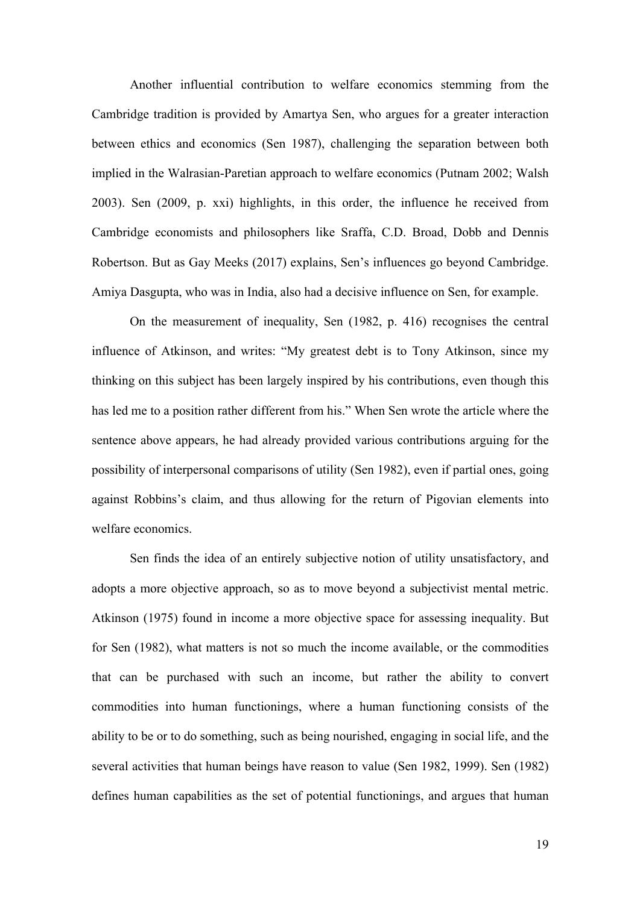Another influential contribution to welfare economics stemming from the Cambridge tradition is provided by Amartya Sen, who argues for a greater interaction between ethics and economics (Sen 1987), challenging the separation between both implied in the Walrasian-Paretian approach to welfare economics (Putnam 2002; Walsh 2003). Sen (2009, p. xxi) highlights, in this order, the influence he received from Cambridge economists and philosophers like Sraffa, C.D. Broad, Dobb and Dennis Robertson. But as Gay Meeks (2017) explains, Sen's influences go beyond Cambridge. Amiya Dasgupta, who was in India, also had a decisive influence on Sen, for example.

On the measurement of inequality, Sen (1982, p. 416) recognises the central influence of Atkinson, and writes: "My greatest debt is to Tony Atkinson, since my thinking on this subject has been largely inspired by his contributions, even though this has led me to a position rather different from his." When Sen wrote the article where the sentence above appears, he had already provided various contributions arguing for the possibility of interpersonal comparisons of utility (Sen 1982), even if partial ones, going against Robbins's claim, and thus allowing for the return of Pigovian elements into welfare economics.

Sen finds the idea of an entirely subjective notion of utility unsatisfactory, and adopts a more objective approach, so as to move beyond a subjectivist mental metric. Atkinson (1975) found in income a more objective space for assessing inequality. But for Sen (1982), what matters is not so much the income available, or the commodities that can be purchased with such an income, but rather the ability to convert commodities into human functionings, where a human functioning consists of the ability to be or to do something, such as being nourished, engaging in social life, and the several activities that human beings have reason to value (Sen 1982, 1999). Sen (1982) defines human capabilities as the set of potential functionings, and argues that human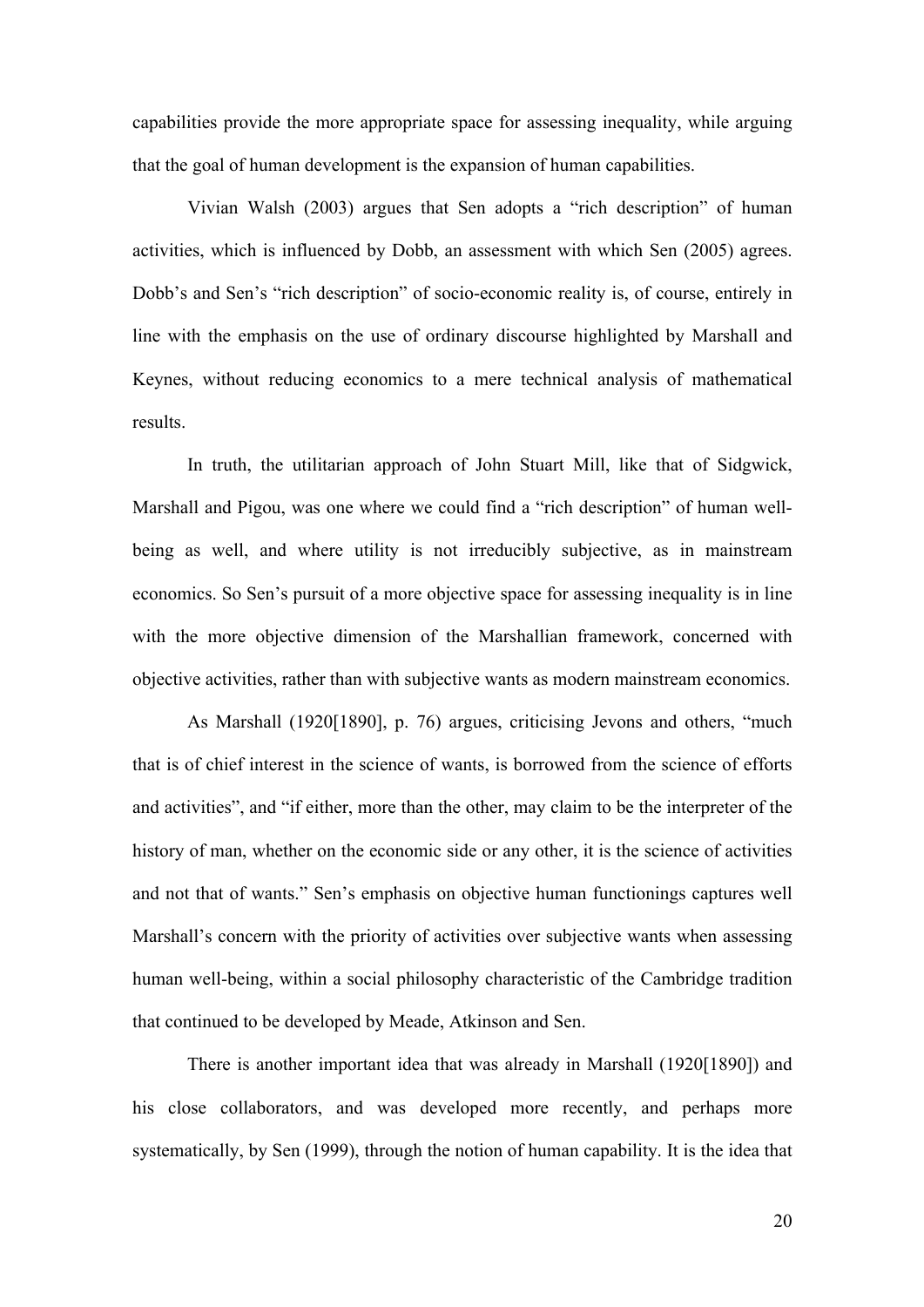capabilities provide the more appropriate space for assessing inequality, while arguing that the goal of human development is the expansion of human capabilities.

Vivian Walsh (2003) argues that Sen adopts a "rich description" of human activities, which is influenced by Dobb, an assessment with which Sen (2005) agrees. Dobb's and Sen's "rich description" of socio-economic reality is, of course, entirely in line with the emphasis on the use of ordinary discourse highlighted by Marshall and Keynes, without reducing economics to a mere technical analysis of mathematical results.

In truth, the utilitarian approach of John Stuart Mill, like that of Sidgwick, Marshall and Pigou, was one where we could find a "rich description" of human well-being as well, and where utility is not irreducibly subjective, as in mainstream economics. So Sen's pursuit of a more objective space for assessing inequality is in line with the more objective dimension of the Marshallian framework, concerned with objective activities, rather than with subjective wants as modern mainstream economics.

As Marshall (1920[1890], p. 76) argues, criticising Jevons and others, "much that is of chief interest in the science of wants, is borrowed from the science of efforts and activities", and "if either, more than the other, may claim to be the interpreter of the history of man, whether on the economic side or any other, it is the science of activities and not that of wants." Sen's emphasis on objective human functionings captures well Marshall's concern with the priority of activities over subjective wants when assessing human well-being, within a social philosophy characteristic of the Cambridge tradition that continued to be developed by Meade, Atkinson and Sen.

There is another important idea that was already in Marshall (1920[1890]) and his close collaborators, and was developed more recently, and perhaps more systematically, by Sen (1999), through the notion of human capability. It is the idea that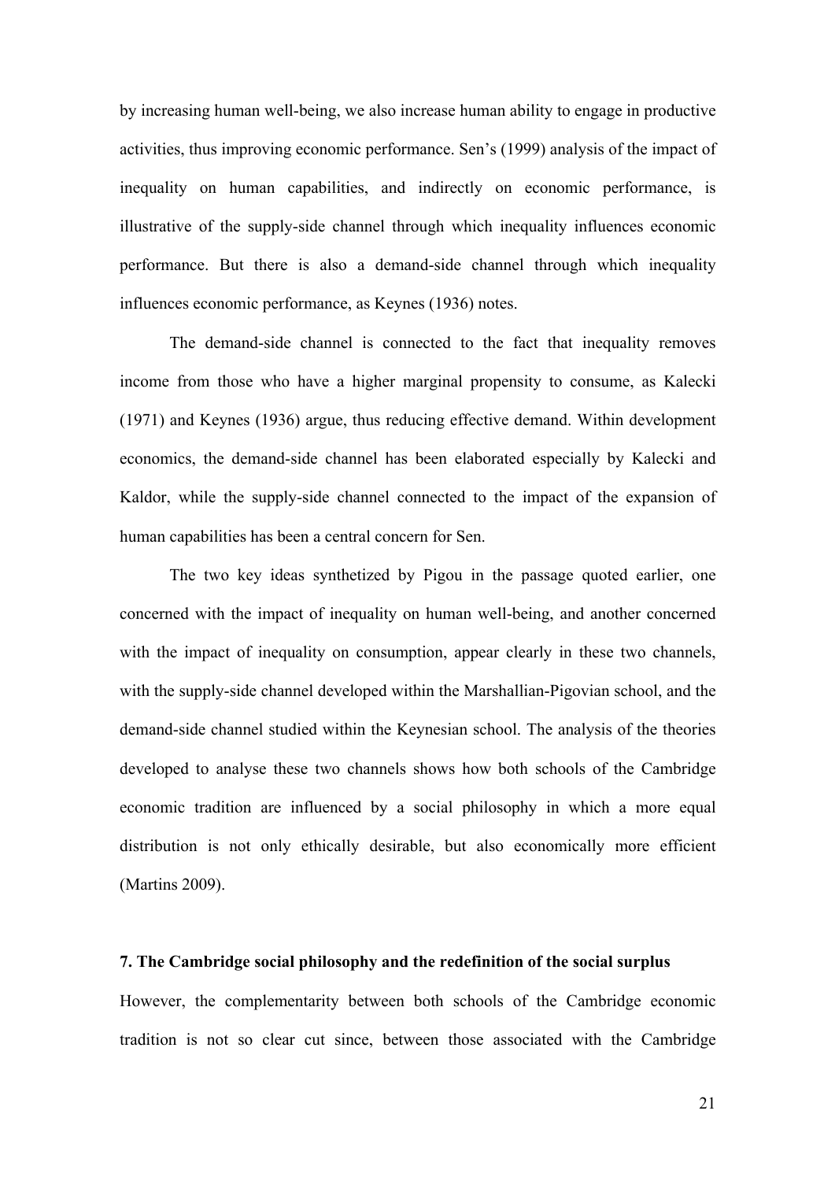by increasing human well-being, we also increase human ability to engage in productive activities, thus improving economic performance. Sen's (1999) analysis of the impact of inequality on human capabilities, and indirectly on economic performance, is illustrative of the supply-side channel through which inequality influences economic performance. But there is also a demand-side channel through which inequality influences economic performance, as Keynes (1936) notes.

The demand-side channel is connected to the fact that inequality removes income from those who have a higher marginal propensity to consume, as Kalecki (1971) and Keynes (1936) argue, thus reducing effective demand. Within development economics, the demand-side channel has been elaborated especially by Kalecki and Kaldor, while the supply-side channel connected to the impact of the expansion of human capabilities has been a central concern for Sen.

The two key ideas synthetized by Pigou in the passage quoted earlier, one concerned with the impact of inequality on human well-being, and another concerned with the impact of inequality on consumption, appear clearly in these two channels, with the supply-side channel developed within the Marshallian-Pigovian school, and the demand-side channel studied within the Keynesian school. The analysis of the theories developed to analyse these two channels shows how both schools of the Cambridge economic tradition are influenced by a social philosophy in which a more equal distribution is not only ethically desirable, but also economically more efficient (Martins 2009).

## 7. The Cambridge social philosophy and the redefinition of the social surplus

However, the complementarity between both schools of the Cambridge economic tradition is not so clear cut since, between those associated with the Cambridge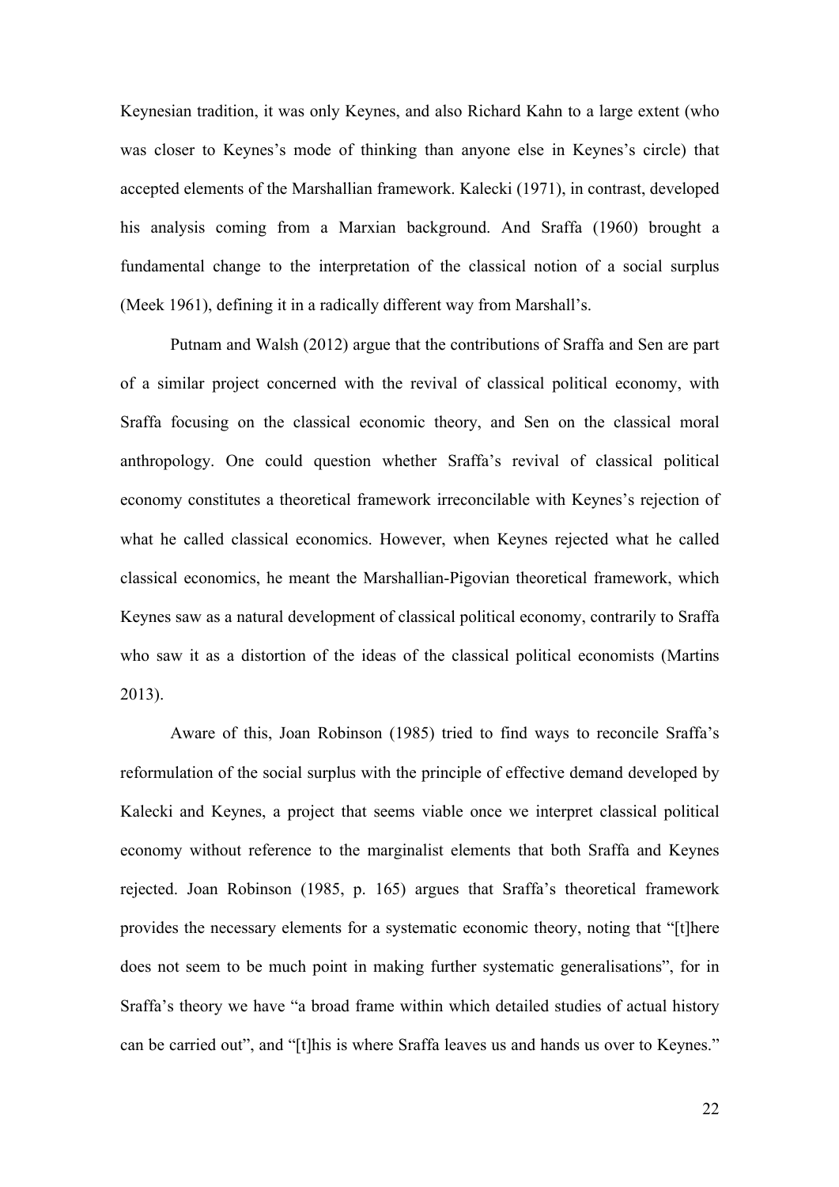Keynesian tradition, it was only Keynes, and also Richard Kahn to a large extent (who was closer to Keynes's mode of thinking than anyone else in Keynes's circle) that accepted elements of the Marshallian framework. Kalecki (1971), in contrast, developed his analysis coming from a Marxian background. And Sraffa (1960) brought a fundamental change to the interpretation of the classical notion of a social surplus (Meek 1961), defining it in a radically different way from Marshall's.

Putnam and Walsh (2012) argue that the contributions of Sraffa and Sen are part of a similar project concerned with the revival of classical political economy, with Sraffa focusing on the classical economic theory, and Sen on the classical moral anthropology. One could question whether Sraffa's revival of classical political economy constitutes a theoretical framework irreconcilable with Keynes's rejection of what he called classical economics. However, when Keynes rejected what he called classical economics, he meant the Marshallian-Pigovian theoretical framework, which Keynes saw as a natural development of classical political economy, contrarily to Sraffa who saw it as a distortion of the ideas of the classical political economists (Martins 2013).

Aware of this, Joan Robinson (1985) tried to find ways to reconcile Sraffa's reformulation of the social surplus with the principle of effective demand developed by Kalecki and Keynes, a project that seems viable once we interpret classical political economy without reference to the marginalist elements that both Sraffa and Keynes rejected. Joan Robinson (1985, p. 165) argues that Sraffa's theoretical framework provides the necessary elements for a systematic economic theory, noting that "[t]here does not seem to be much point in making further systematic generalisations", for in Sraffa's theory we have "a broad frame within which detailed studies of actual history can be carried out", and "[t]his is where Sraffa leaves us and hands us over to Keynes."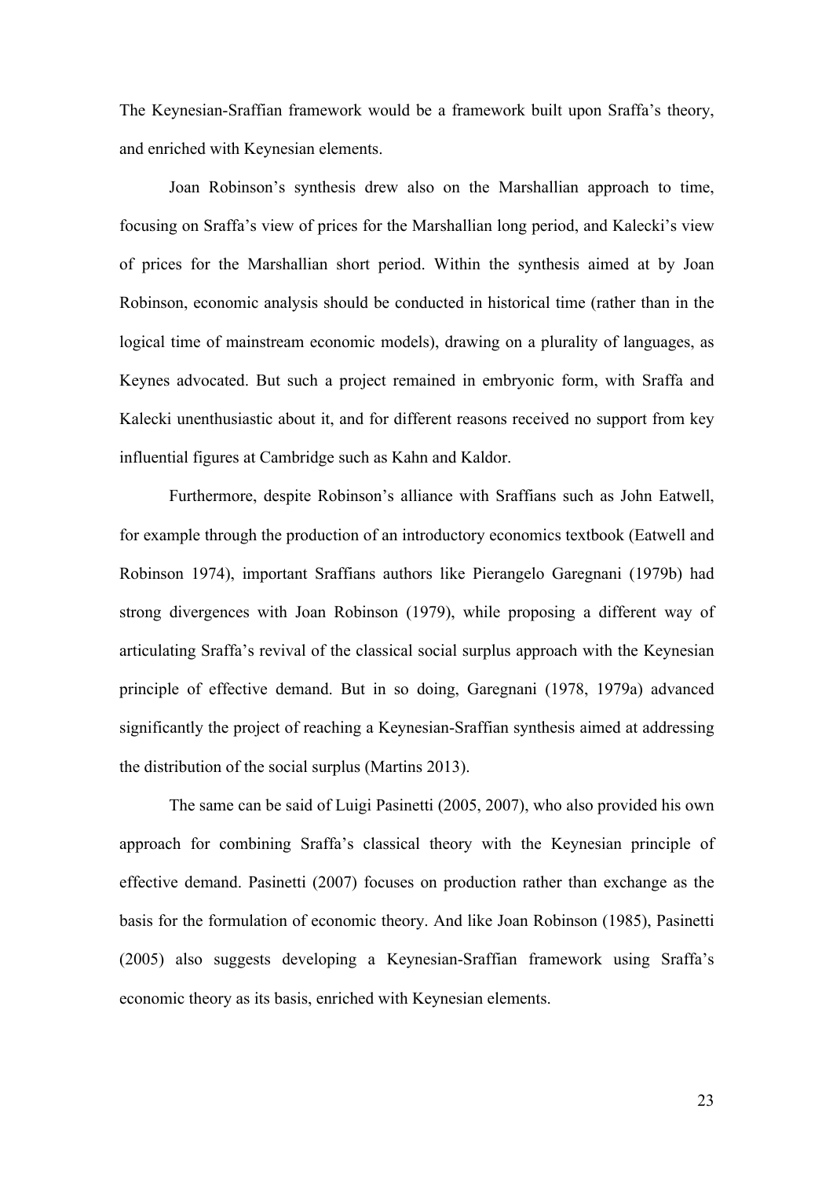The Keynesian-Sraffian framework would be a framework built upon Sraffa's theory, and enriched with Keynesian elements.

Joan Robinson's synthesis drew also on the Marshallian approach to time, focusing on Sraffa's view of prices for the Marshallian long period, and Kalecki's view of prices for the Marshallian short period. Within the synthesis aimed at by Joan Robinson, economic analysis should be conducted in historical time (rather than in the logical time of mainstream economic models), drawing on a plurality of languages, as Keynes advocated. But such a project remained in embryonic form, with Sraffa and Kalecki unenthusiastic about it, and for different reasons received no support from key influential figures at Cambridge such as Kahn and Kaldor.

Furthermore, despite Robinson's alliance with Sraffians such as John Eatwell, for example through the production of an introductory economics textbook (Eatwell and Robinson 1974), important Sraffians authors like Pierangelo Garegnani (1979b) had strong divergences with Joan Robinson (1979), while proposing a different way of articulating Sraffa's revival of the classical social surplus approach with the Keynesian principle of effective demand. But in so doing, Garegnani (1978, 1979a) advanced significantly the project of reaching a Keynesian-Sraffian synthesis aimed at addressing the distribution of the social surplus (Martins 2013).

The same can be said of Luigi Pasinetti (2005, 2007), who also provided his own approach for combining Sraffa's classical theory with the Keynesian principle of effective demand. Pasinetti (2007) focuses on production rather than exchange as the basis for the formulation of economic theory. And like Joan Robinson (1985), Pasinetti (2005) also suggests developing a Keynesian-Sraffian framework using Sraffa's economic theory as its basis, enriched with Keynesian elements.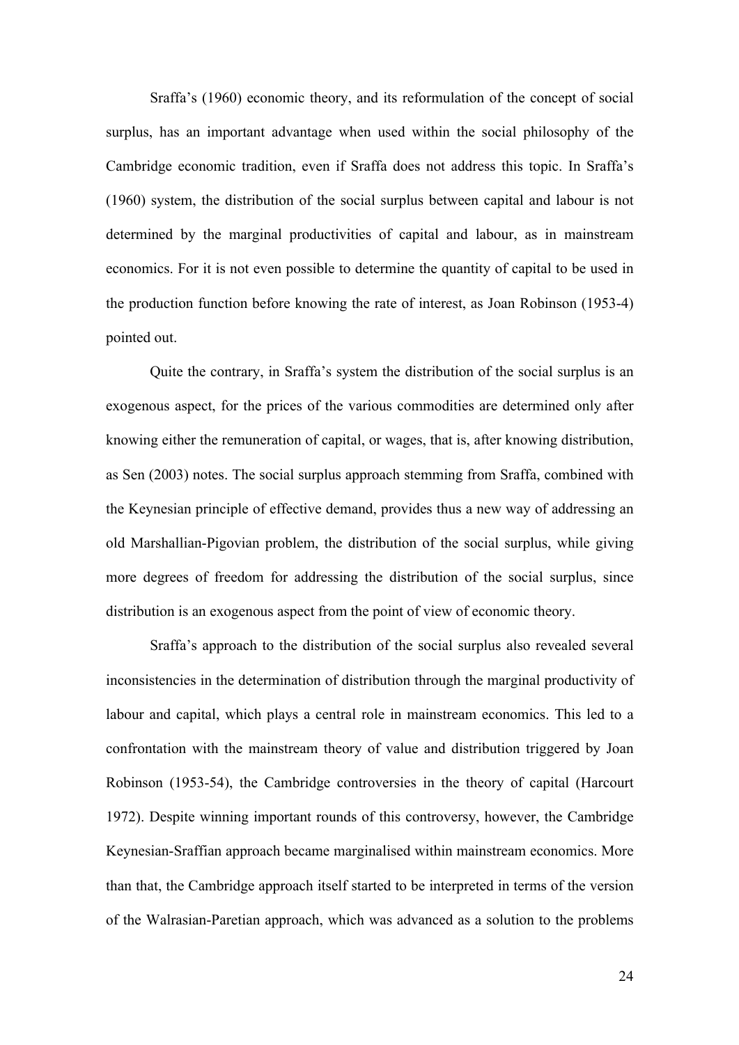Sraffa's (1960) economic theory, and its reformulation of the concept of social surplus, has an important advantage when used within the social philosophy of the Cambridge economic tradition, even if Sraffa does not address this topic. In Sraffa's (1960) system, the distribution of the social surplus between capital and labour is not determined by the marginal productivities of capital and labour, as in mainstream economics. For it is not even possible to determine the quantity of capital to be used in the production function before knowing the rate of interest, as Joan Robinson (1953-4) pointed out.

Quite the contrary, in Sraffa's system the distribution of the social surplus is an exogenous aspect, for the prices of the various commodities are determined only after knowing either the remuneration of capital, or wages, that is, after knowing distribution, as Sen (2003) notes. The social surplus approach stemming from Sraffa, combined with the Keynesian principle of effective demand, provides thus a new way of addressing an old Marshallian-Pigovian problem, the distribution of the social surplus, while giving more degrees of freedom for addressing the distribution of the social surplus, since distribution is an exogenous aspect from the point of view of economic theory.

Sraffa's approach to the distribution of the social surplus also revealed several inconsistencies in the determination of distribution through the marginal productivity of labour and capital, which plays a central role in mainstream economics. This led to a confrontation with the mainstream theory of value and distribution triggered by Joan Robinson (1953-54), the Cambridge controversies in the theory of capital (Harcourt 1972). Despite winning important rounds of this controversy, however, the Cambridge Keynesian-Sraffian approach became marginalised within mainstream economics. More than that, the Cambridge approach itself started to be interpreted in terms of the version of the Walrasian-Paretian approach, which was advanced as a solution to the problems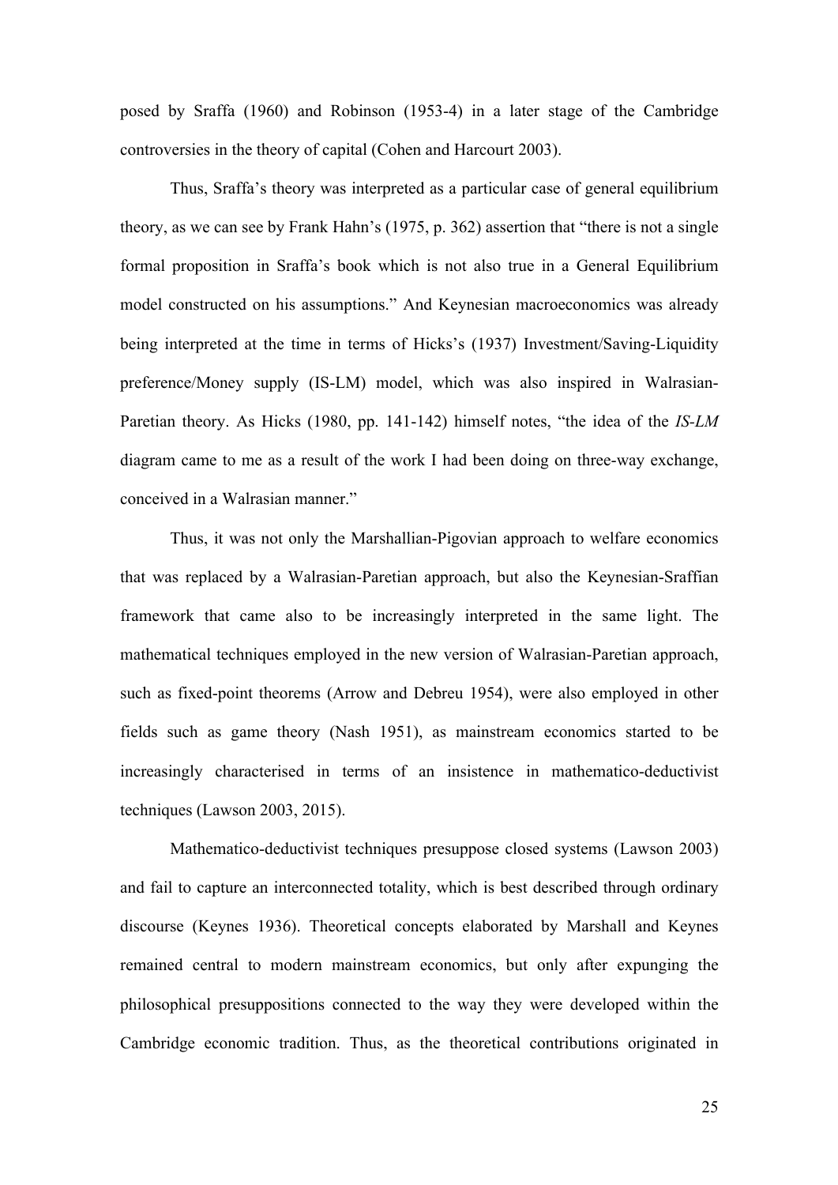posed by Sraffa (1960) and Robinson (1953-4) in a later stage of the Cambridge controversies in the theory of capital (Cohen and Harcourt 2003).

Thus, Sraffa's theory was interpreted as a particular case of general equilibrium theory, as we can see by Frank Hahn's (1975, p. 362) assertion that "there is not a single formal proposition in Sraffa's book which is not also true in a General Equilibrium model constructed on his assumptions." And Keynesian macroeconomics was already being interpreted at the time in terms of Hicks's (1937) Investment/Saving-Liquidity preference/Money supply (IS-LM) model, which was also inspired in Walrasian-Paretian theory. As Hicks (1980, pp. 141-142) himself notes, "the idea of the *IS-LM* diagram came to me as a result of the work I had been doing on three-way exchange, conceived in a Walrasian manner."

Thus, it was not only the Marshallian-Pigovian approach to welfare economics that was replaced by a Walrasian-Paretian approach, but also the Keynesian-Sraffian framework that came also to be increasingly interpreted in the same light. The mathematical techniques employed in the new version of Walrasian-Paretian approach, such as fixed-point theorems (Arrow and Debreu 1954), were also employed in other fields such as game theory (Nash 1951), as mainstream economics started to be increasingly characterised in terms of an insistence in mathematico-deductivist techniques (Lawson 2003, 2015).

Mathematico-deductivist techniques presuppose closed systems (Lawson 2003) and fail to capture an interconnected totality, which is best described through ordinary discourse (Keynes 1936). Theoretical concepts elaborated by Marshall and Keynes remained central to modern mainstream economics, but only after expunging the philosophical presuppositions connected to the way they were developed within the Cambridge economic tradition. Thus, as the theoretical contributions originated in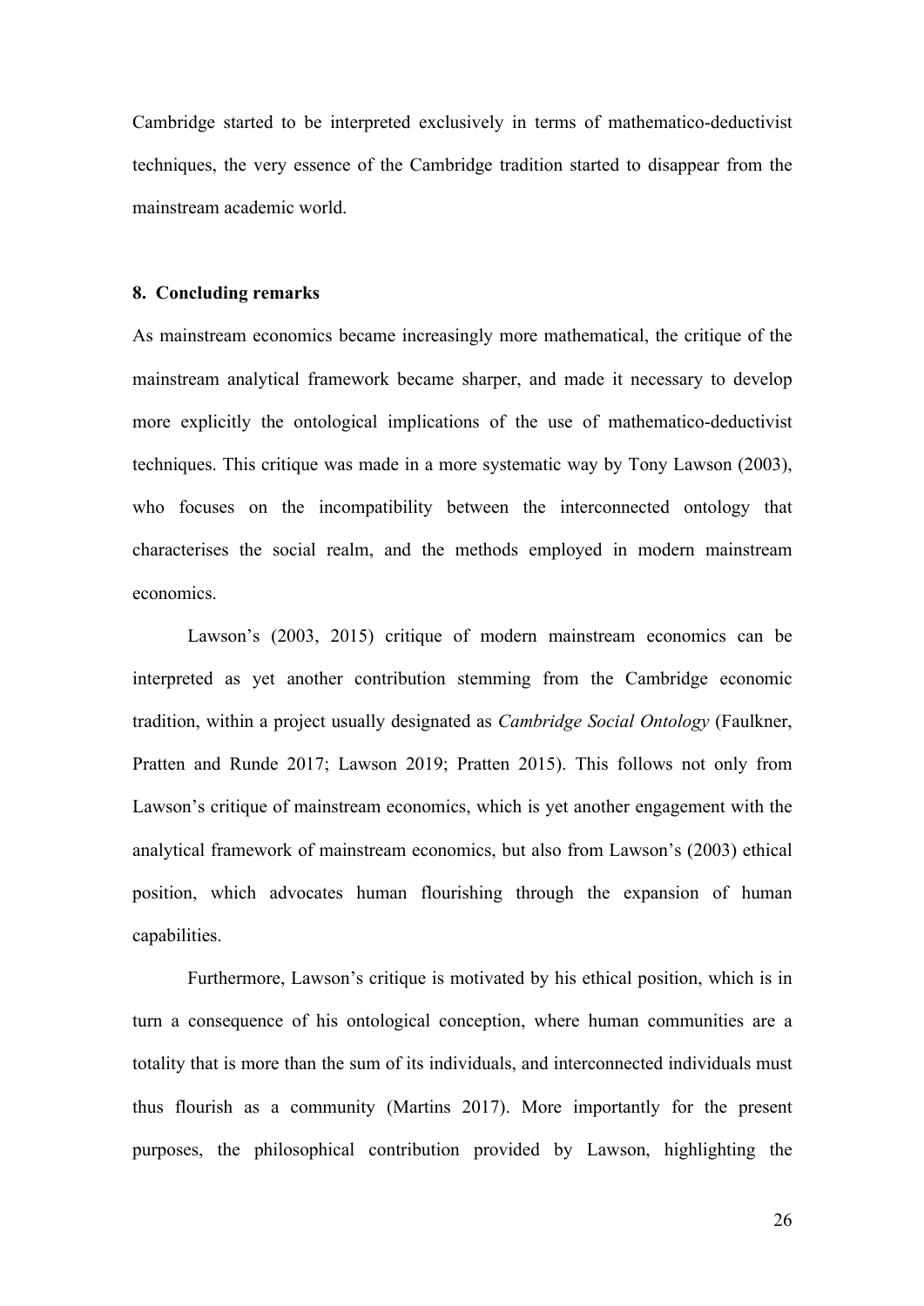Cambridge started to be interpreted exclusively in terms of mathematico-deductivist techniques, the very essence of the Cambridge tradition started to disappear from the mainstream academic world.

## 8. Concluding remarks

As mainstream economics became increasingly more mathematical, the critique of the mainstream analytical framework became sharper, and made it necessary to develop more explicitly the ontological implications of the use of mathematico-deductivist techniques. This critique was made in a more systematic way by Tony Lawson (2003), who focuses on the incompatibility between the interconnected ontology that characterises the social realm, and the methods employed in modern mainstream economics.

Lawson's (2003, 2015) critique of modern mainstream economics can be interpreted as yet another contribution stemming from the Cambridge economic tradition, within a project usually designated as *Cambridge Social Ontology* (Faulkner, Pratten and Runde 2017; Lawson 2019; Pratten 2015). This follows not only from Lawson's critique of mainstream economics, which is yet another engagement with the analytical framework of mainstream economics, but also from Lawson's (2003) ethical position, which advocates human flourishing through the expansion of human capabilities.

Furthermore, Lawson's critique is motivated by his ethical position, which is in turn a consequence of his ontological conception, where human communities are a totality that is more than the sum of its individuals, and interconnected individuals must thus flourish as a community (Martins 2017). More importantly for the present purposes, the philosophical contribution provided by Lawson, highlighting the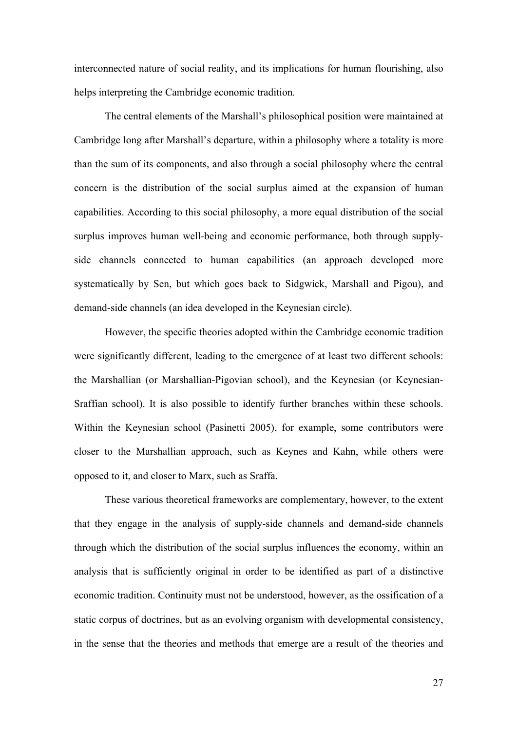interconnected nature of social reality, and its implications for human flourishing, also helps interpreting the Cambridge economic tradition.

The central elements of the Marshall's philosophical position were maintained at Cambridge long after Marshall's departure, within a philosophy where a totality is more than the sum of its components, and also through a social philosophy where the central concern is the distribution of the social surplus aimed at the expansion of human capabilities. According to this social philosophy, a more equal distribution of the social surplus improves human well-being and economic performance, both through supply-side channels connected to human capabilities (an approach developed more systematically by Sen, but which goes back to Sidgwick, Marshall and Pigou), and demand-side channels (an idea developed in the Keynesian circle).

However, the specific theories adopted within the Cambridge economic tradition were significantly different, leading to the emergence of at least two different schools: the Marshallian (or Marshallian-Pigovian school), and the Keynesian (or Keynesian-Sraffian school). It is also possible to identify further branches within these schools. Within the Keynesian school (Pasinetti 2005), for example, some contributors were closer to the Marshallian approach, such as Keynes and Kahn, while others were opposed to it, and closer to Marx, such as Sraffa.

These various theoretical frameworks are complementary, however, to the extent that they engage in the analysis of supply-side channels and demand-side channels through which the distribution of the social surplus influences the economy, within an analysis that is sufficiently original in order to be identified as part of a distinctive economic tradition. Continuity must not be understood, however, as the ossification of a static corpus of doctrines, but as an evolving organism with developmental consistency, in the sense that the theories and methods that emerge are a result of the theories and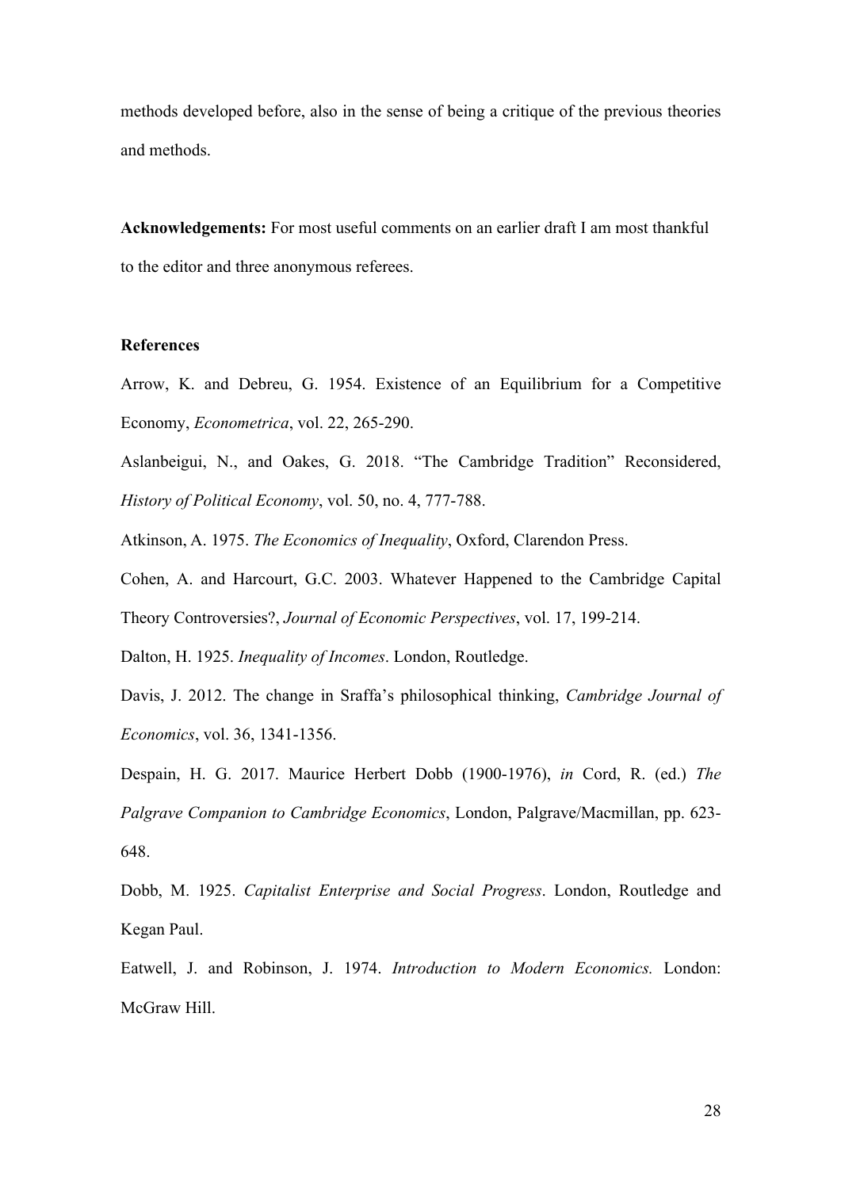methods developed before, also in the sense of being a critique of the previous theories and methods.

**Acknowledgements:** For most useful comments on an earlier draft I am most thankful to the editor and three anonymous referees.

**References**

Arrow, K. and Debreu, G. 1954. Existence of an Equilibrium for a Competitive Economy, *Econometrica*, vol. 22, 265-290.

Aslanbeigui, N., and Oakes, G. 2018. "The Cambridge Tradition" Reconsidered, *History of Political Economy*, vol. 50, no. 4, 777-788.

Atkinson, A. 1975. *The Economics of Inequality*, Oxford, Clarendon Press.

Cohen, A. and Harcourt, G.C. 2003. Whatever Happened to the Cambridge Capital Theory Controversies?, *Journal of Economic Perspectives*, vol. 17, 199-214.

Dalton, H. 1925. *Inequality of Incomes*. London, Routledge.

Davis, J. 2012. The change in Sraffa's philosophical thinking, *Cambridge Journal of Economics*, vol. 36, 1341-1356.

Despain, H. G. 2017. Maurice Herbert Dobb (1900-1976), *in* Cord, R. (ed.) *The Palgrave Companion to Cambridge Economics*, London, Palgrave/Macmillan, pp. 623-648.

Dobb, M. 1925. *Capitalist Enterprise and Social Progress*. London, Routledge and Kegan Paul.

Eatwell, J. and Robinson, J. 1974. *Introduction to Modern Economics.* London: McGraw Hill.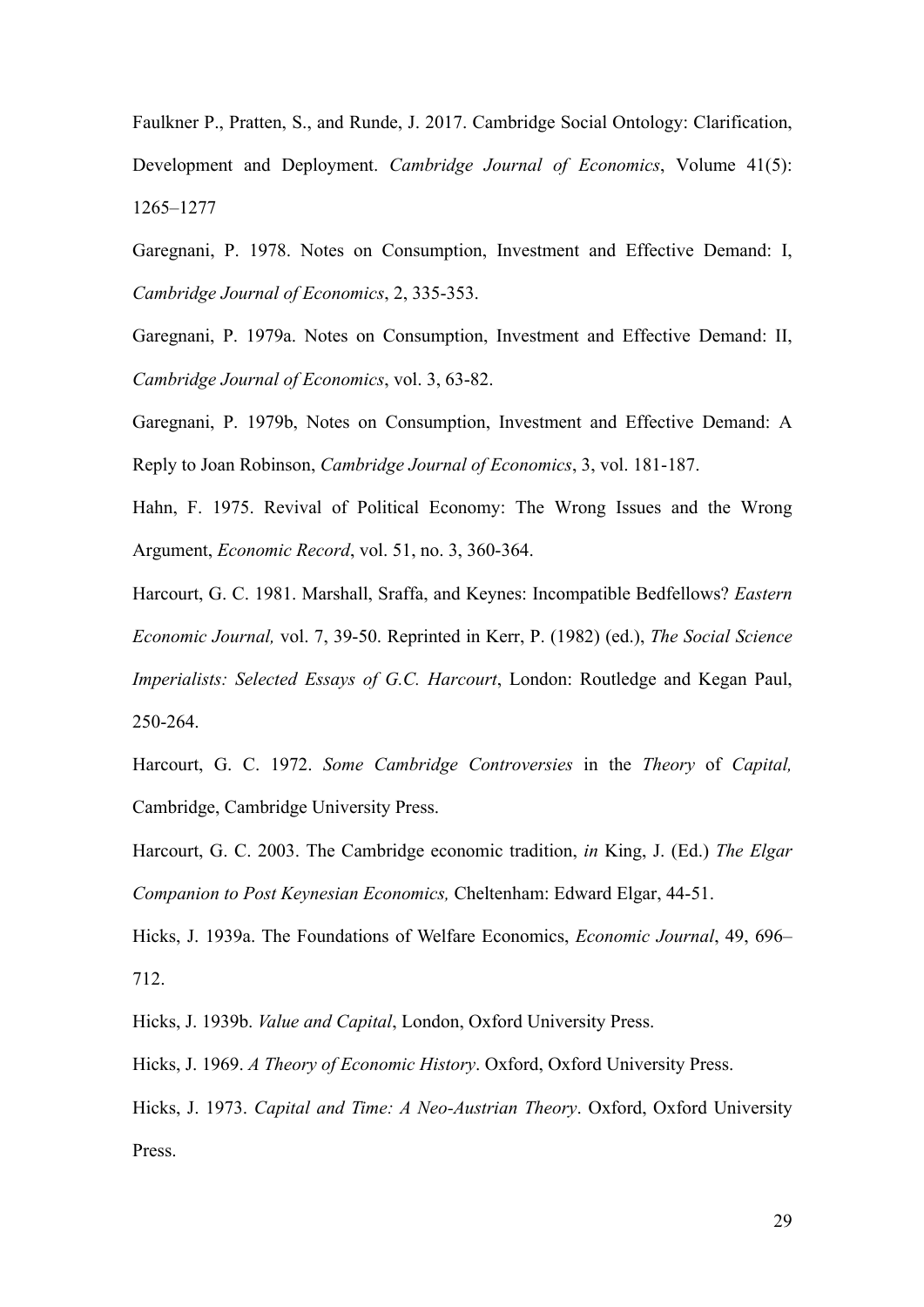Faulkner P., Pratten, S., and Runde, J. 2017. Cambridge Social Ontology: Clarification, Development and Deployment. *Cambridge Journal of Economics*, Volume 41(5): 1265–1277

Garegnani, P. 1978. Notes on Consumption, Investment and Effective Demand: I, *Cambridge Journal of Economics*, 2, 335-353.

Garegnani, P. 1979a. Notes on Consumption, Investment and Effective Demand: II, *Cambridge Journal of Economics*, vol. 3, 63-82.

Garegnani, P. 1979b, Notes on Consumption, Investment and Effective Demand: A Reply to Joan Robinson, *Cambridge Journal of Economics*, 3, vol. 181-187.

Hahn, F. 1975. Revival of Political Economy: The Wrong Issues and the Wrong Argument, *Economic Record*, vol. 51, no. 3, 360-364.

Harcourt, G. C. 1981. Marshall, Sraffa, and Keynes: Incompatible Bedfellows? *Eastern Economic Journal,* vol. 7, 39-50. Reprinted in Kerr, P. (1982) (ed.), *The Social Science Imperialists: Selected Essays of G.C. Harcourt*, London: Routledge and Kegan Paul, 250-264.

Harcourt, G. C. 1972. *Some Cambridge Controversies* in the *Theory* of *Capital,* Cambridge, Cambridge University Press.

Harcourt, G. C. 2003. The Cambridge economic tradition, *in* King, J. (Ed.) *The Elgar Companion to Post Keynesian Economics,* Cheltenham: Edward Elgar, 44-51.

Hicks, J. 1939a. The Foundations of Welfare Economics, *Economic Journal*, 49, 696–712.

Hicks, J. 1939b. *Value and Capital*, London, Oxford University Press.

Hicks, J. 1969. *A Theory of Economic History*. Oxford, Oxford University Press.

Hicks, J. 1973. *Capital and Time: A Neo-Austrian Theory*. Oxford, Oxford University Press.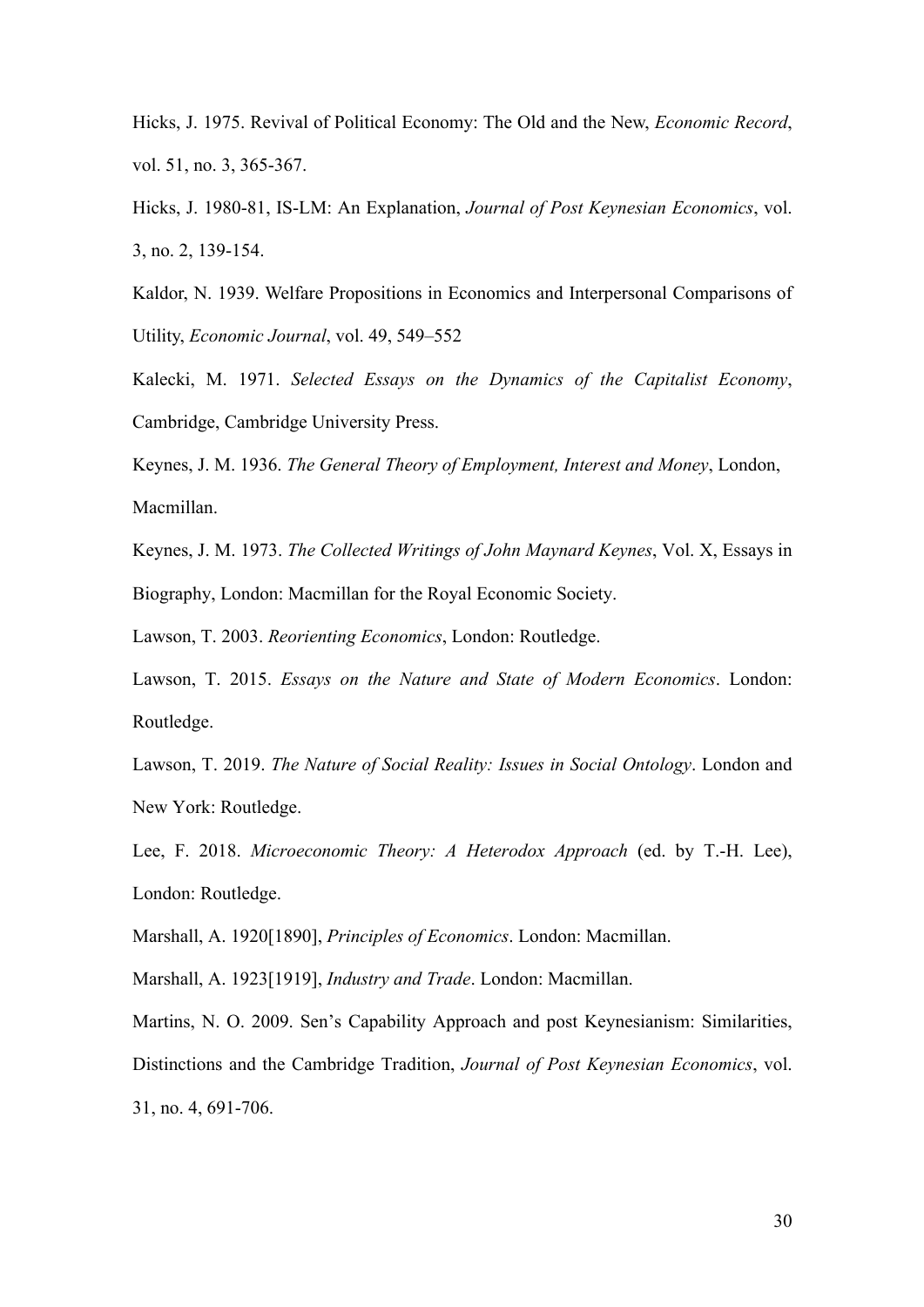Hicks, J. 1975. Revival of Political Economy: The Old and the New, *Economic Record*, vol. 51, no. 3, 365-367.

Hicks, J. 1980-81, IS-LM: An Explanation, *Journal of Post Keynesian Economics*, vol. 3, no. 2, 139-154.

Kaldor, N. 1939. Welfare Propositions in Economics and Interpersonal Comparisons of Utility, *Economic Journal*, vol. 49, 549–552

Kalecki, M. 1971. *Selected Essays on the Dynamics of the Capitalist Economy*, Cambridge, Cambridge University Press.

Keynes, J. M. 1936. *The General Theory of Employment, Interest and Money*, London, Macmillan.

Keynes, J. M. 1973. *The Collected Writings of John Maynard Keynes*, Vol. X, Essays in Biography, London: Macmillan for the Royal Economic Society.

Lawson, T. 2003. *Reorienting Economics*, London: Routledge.

Lawson, T. 2015. *Essays on the Nature and State of Modern Economics*. London: Routledge.

Lawson, T. 2019. *The Nature of Social Reality: Issues in Social Ontology*. London and New York: Routledge.

Lee, F. 2018. *Microeconomic Theory: A Heterodox Approach* (ed. by T.-H. Lee), London: Routledge.

Marshall, A. 1920[1890], *Principles of Economics*. London: Macmillan.

Marshall, A. 1923[1919], *Industry and Trade*. London: Macmillan.

Martins, N. O. 2009. Sen's Capability Approach and post Keynesianism: Similarities, Distinctions and the Cambridge Tradition, *Journal of Post Keynesian Economics*, vol. 31, no. 4, 691-706.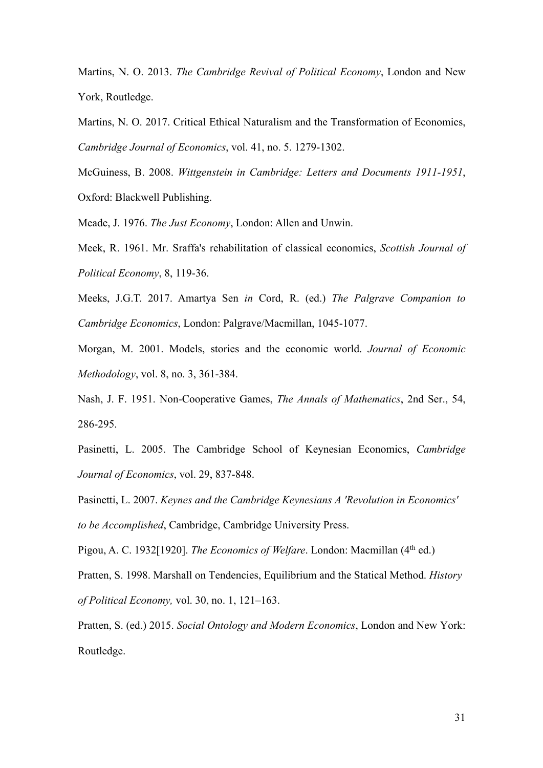Martins, N. O. 2013. *The Cambridge Revival of Political Economy*, London and New York, Routledge.

Martins, N. O. 2017. Critical Ethical Naturalism and the Transformation of Economics, *Cambridge Journal of Economics*, vol. 41, no. 5. 1279-1302.

McGuiness, B. 2008. *Wittgenstein in Cambridge: Letters and Documents 1911-1951*, Oxford: Blackwell Publishing.

Meade, J. 1976. *The Just Economy*, London: Allen and Unwin.

Meek, R. 1961. Mr. Sraffa's rehabilitation of classical economics, *Scottish Journal of Political Economy*, 8, 119-36.

Meeks, J.G.T. 2017. Amartya Sen *in* Cord, R. (ed.) *The Palgrave Companion to Cambridge Economics*, London: Palgrave/Macmillan, 1045-1077.

Morgan, M. 2001. Models, stories and the economic world. *Journal of Economic Methodology*, vol. 8, no. 3, 361-384.

Nash, J. F. 1951. Non-Cooperative Games, *The Annals of Mathematics*, 2nd Ser., 54, 286-295.

Pasinetti, L. 2005. The Cambridge School of Keynesian Economics, *Cambridge Journal of Economics*, vol. 29, 837-848.

Pasinetti, L. 2007. *Keynes and the Cambridge Keynesians A 'Revolution in Economics' to be Accomplished*, Cambridge, Cambridge University Press.

Pigou, A. C. 1932[1920]. *The Economics of Welfare*. London: Macmillan (4th ed.)

Pratten, S. 1998. Marshall on Tendencies, Equilibrium and the Statical Method. *History of Political Economy,* vol. 30, no. 1, 121–163.

Pratten, S. (ed.) 2015. *Social Ontology and Modern Economics*, London and New York: Routledge.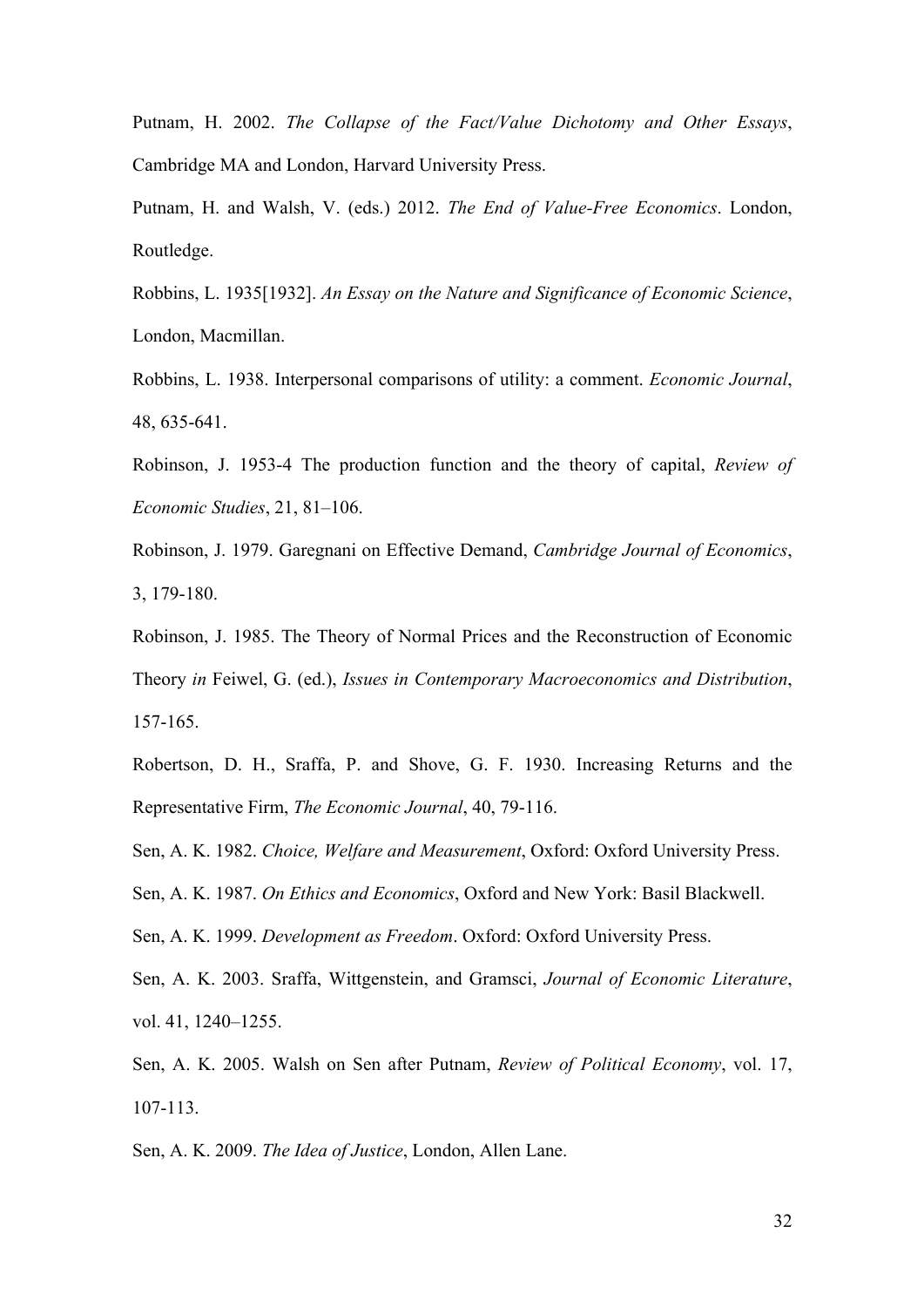Putnam, H. 2002. *The Collapse of the Fact/Value Dichotomy and Other Essays*, Cambridge MA and London, Harvard University Press.

Putnam, H. and Walsh, V. (eds.) 2012. *The End of Value-Free Economics*. London, Routledge.

Robbins, L. 1935[1932]. *An Essay on the Nature and Significance of Economic Science*, London, Macmillan.

Robbins, L. 1938. Interpersonal comparisons of utility: a comment. *Economic Journal*, 48, 635-641.

Robinson, J. 1953-4 The production function and the theory of capital, *Review of Economic Studies*, 21, 81–106.

Robinson, J. 1979. Garegnani on Effective Demand, *Cambridge Journal of Economics*, 3, 179-180.

Robinson, J. 1985. The Theory of Normal Prices and the Reconstruction of Economic Theory *in* Feiwel, G. (ed.), *Issues in Contemporary Macroeconomics and Distribution*, 157-165.

Robertson, D. H., Sraffa, P. and Shove, G. F. 1930. Increasing Returns and the Representative Firm, *The Economic Journal*, 40, 79-116.

Sen, A. K. 1982. *Choice, Welfare and Measurement*, Oxford: Oxford University Press.

Sen, A. K. 1987. *On Ethics and Economics*, Oxford and New York: Basil Blackwell.

Sen, A. K. 1999. *Development as Freedom*. Oxford: Oxford University Press.

Sen, A. K. 2003. Sraffa, Wittgenstein, and Gramsci, *Journal of Economic Literature*, vol. 41, 1240–1255.

Sen, A. K. 2005. Walsh on Sen after Putnam, *Review of Political Economy*, vol. 17, 107-113.

Sen, A. K. 2009. *The Idea of Justice*, London, Allen Lane.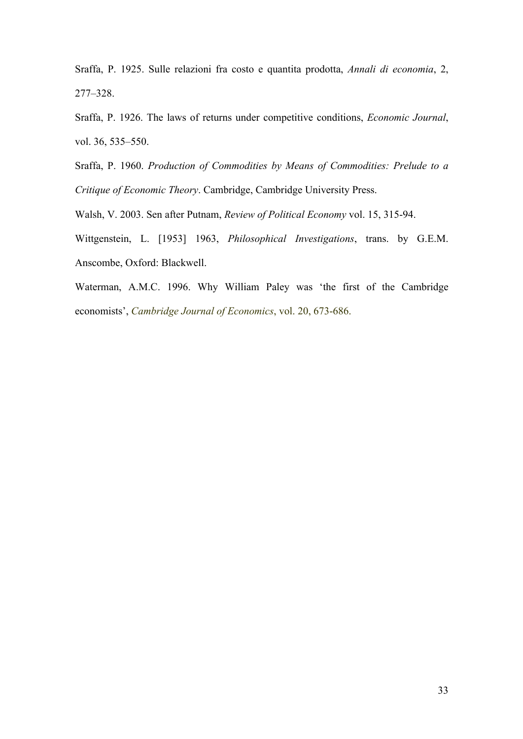Sraffa, P. 1925. Sulle relazioni fra costo e quantita prodotta, *Annali di economia*, 2, 277–328.

Sraffa, P. 1926. The laws of returns under competitive conditions, *Economic Journal*, vol. 36, 535–550.

Sraffa, P. 1960. *Production of Commodities by Means of Commodities: Prelude to a Critique of Economic Theory*. Cambridge, Cambridge University Press.

Walsh, V. 2003. Sen after Putnam, *Review of Political Economy* vol. 15, 315-94.

Wittgenstein, L. [1953] 1963, *Philosophical Investigations*, trans. by G.E.M. Anscombe, Oxford: Blackwell.

Waterman, A.M.C. 1996. Why William Paley was 'the first of the Cambridge economists', *Cambridge Journal of Economics*, vol. 20, 673-686.